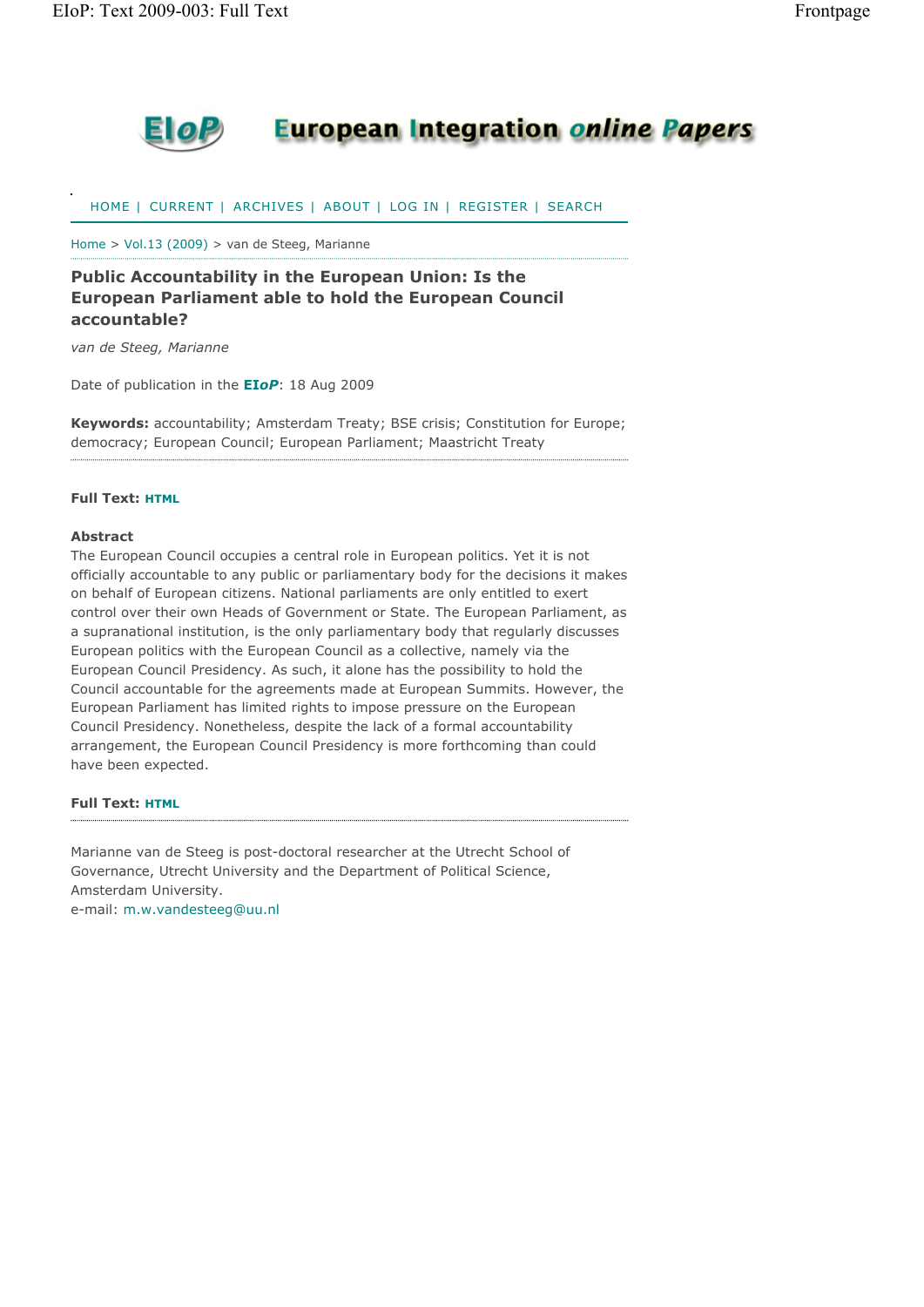# European Integration online Papers

HOME | CURRENT | ARCHIVES | ABOUT | LOG IN | REGISTER | SEARCH

Home > Vol.13 (2009) > van de Steeg, Marianne

## Public Accountability in the European Union: Is the European Parliament able to hold the European Council accountable?

*van de Steeg, Marianne*

Date of publication in the **EIoP**: 18 Aug 2009

**Keywords:** accountability; Amsterdam Treaty; BSE crisis; Constitution for Europe; democracy; European Council; European Parliament; Maastricht Treaty

**Full Text:** HTML

### Abstract

The European Council occupies a central role in European politics. Yet it is not officially accountable to any public or parliamentary body for the decisions it makes on behalf of European citizens. National parliaments are only entitled to exert control over their own Heads of Government or State. The European Parliament, as a supranational institution, is the only parliamentary body that regularly discusses European politics with the European Council as a collective, namely via the European Council Presidency. As such, it alone has the possibility to hold the Council accountable for the agreements made at European Summits. However, the European Parliament has limited rights to impose pressure on the European Council Presidency. Nonetheless, despite the lack of a formal accountability arrangement, the European Council Presidency is more forthcoming than could have been expected.

**Full Text:** HTML

Marianne van de Steeg is post-doctoral researcher at the Utrecht School of Governance, Utrecht University and the Department of Political Science, Amsterdam University.
e-mail: m.w.vandesteeg@uu.nl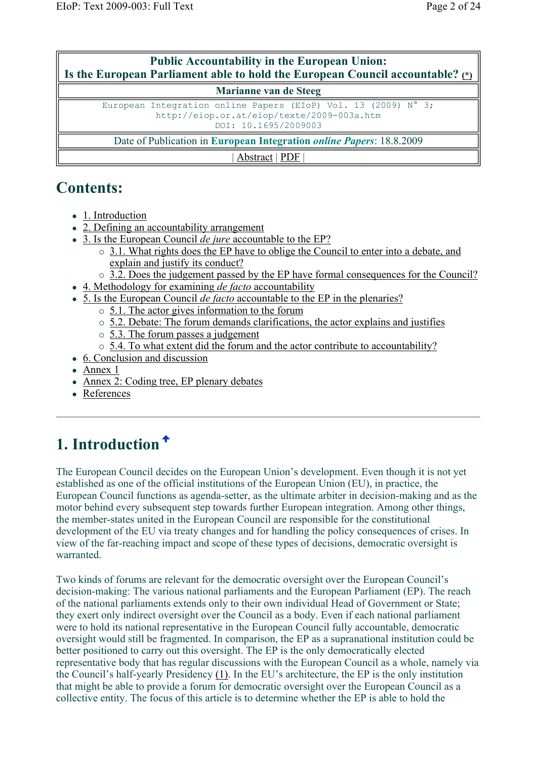| Public Accountability in the European Union: Is the European Parliament able to hold the European Council accountable? (*) |
|---|
| Marianne van de Steeg |
| European Integration online Papers (EIoP) Vol. 13 (2009) N° 3; http://eiop.or.at/eiop/texte/2009-003a.htm DOI: 10.1695/2009003 |
| Date of Publication in **European Integration *online Papers***: 18.8.2009 |
| \| Abstract \| PDF \| |

## Contents:

- 1. Introduction
- 2. Defining an accountability arrangement
- 3. Is the European Council *de jure* accountable to the EP?
  - 3.1. What rights does the EP have to oblige the Council to enter into a debate, and explain and justify its conduct?
  - 3.2. Does the judgement passed by the EP have formal consequences for the Council?
- 4. Methodology for examining *de facto* accountability
- 5. Is the European Council *de facto* accountable to the EP in the plenaries?
  - 5.1. The actor gives information to the forum
  - 5.2. Debate: The forum demands clarifications, the actor explains and justifies
  - 5.3. The forum passes a judgement
  - 5.4. To what extent did the forum and the actor contribute to accountability?
- 6. Conclusion and discussion
- Annex 1
- Annex 2: Coding tree, EP plenary debates
- References

---

## 1. Introduction

The European Council decides on the European Union's development. Even though it is not yet established as one of the official institutions of the European Union (EU), in practice, the European Council functions as agenda-setter, as the ultimate arbiter in decision-making and as the motor behind every subsequent step towards further European integration. Among other things, the member-states united in the European Council are responsible for the constitutional development of the EU via treaty changes and for handling the policy consequences of crises. In view of the far-reaching impact and scope of these types of decisions, democratic oversight is warranted.

Two kinds of forums are relevant for the democratic oversight over the European Council's decision-making: The various national parliaments and the European Parliament (EP). The reach of the national parliaments extends only to their own individual Head of Government or State; they exert only indirect oversight over the Council as a body. Even if each national parliament were to hold its national representative in the European Council fully accountable, democratic oversight would still be fragmented. In comparison, the EP as a supranational institution could be better positioned to carry out this oversight. The EP is the only democratically elected representative body that has regular discussions with the European Council as a whole, namely via the Council's half-yearly Presidency (1). In the EU's architecture, the EP is the only institution that might be able to provide a forum for democratic oversight over the European Council as a collective entity. The focus of this article is to determine whether the EP is able to hold the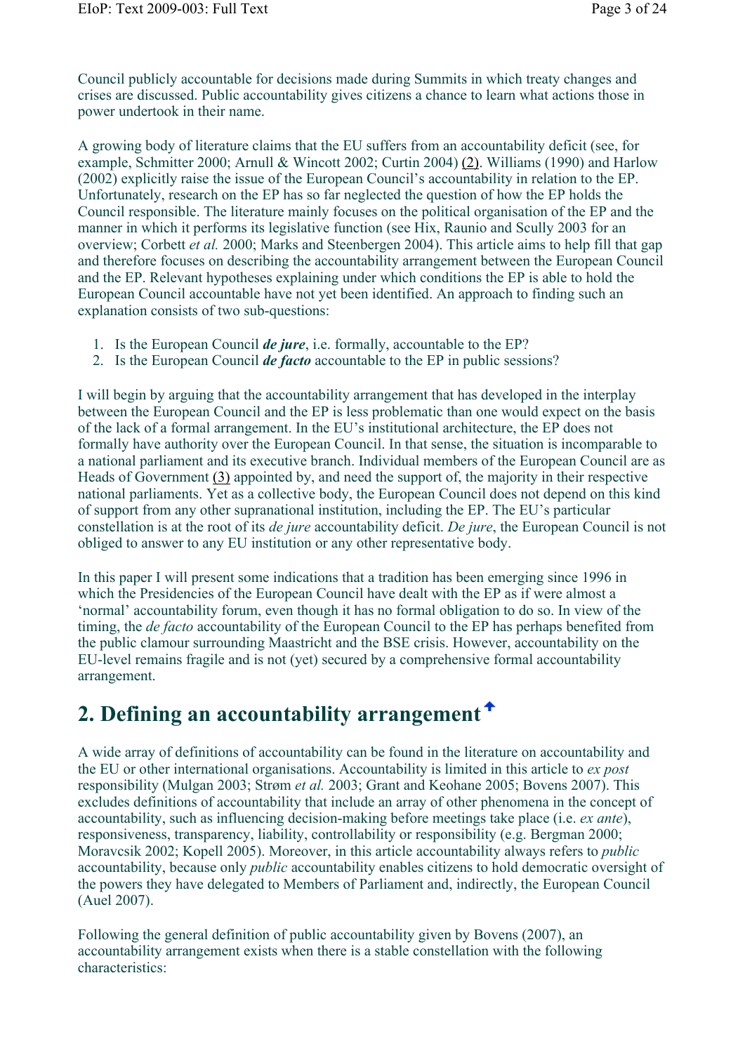Council publicly accountable for decisions made during Summits in which treaty changes and crises are discussed. Public accountability gives citizens a chance to learn what actions those in power undertook in their name.

A growing body of literature claims that the EU suffers from an accountability deficit (see, for example, Schmitter 2000; Arnull & Wincott 2002; Curtin 2004) (2). Williams (1990) and Harlow (2002) explicitly raise the issue of the European Council's accountability in relation to the EP. Unfortunately, research on the EP has so far neglected the question of how the EP holds the Council responsible. The literature mainly focuses on the political organisation of the EP and the manner in which it performs its legislative function (see Hix, Raunio and Scully 2003 for an overview; Corbett *et al.* 2000; Marks and Steenbergen 2004). This article aims to help fill that gap and therefore focuses on describing the accountability arrangement between the European Council and the EP. Relevant hypotheses explaining under which conditions the EP is able to hold the European Council accountable have not yet been identified. An approach to finding such an explanation consists of two sub-questions:

1. Is the European Council ***de jure***, i.e. formally, accountable to the EP?
2. Is the European Council ***de facto*** accountable to the EP in public sessions?

I will begin by arguing that the accountability arrangement that has developed in the interplay between the European Council and the EP is less problematic than one would expect on the basis of the lack of a formal arrangement. In the EU's institutional architecture, the EP does not formally have authority over the European Council. In that sense, the situation is incomparable to a national parliament and its executive branch. Individual members of the European Council are as Heads of Government (3) appointed by, and need the support of, the majority in their respective national parliaments. Yet as a collective body, the European Council does not depend on this kind of support from any other supranational institution, including the EP. The EU's particular constellation is at the root of its *de jure* accountability deficit. *De jure*, the European Council is not obliged to answer to any EU institution or any other representative body.

In this paper I will present some indications that a tradition has been emerging since 1996 in which the Presidencies of the European Council have dealt with the EP as if were almost a 'normal' accountability forum, even though it has no formal obligation to do so. In view of the timing, the *de facto* accountability of the European Council to the EP has perhaps benefited from the public clamour surrounding Maastricht and the BSE crisis. However, accountability on the EU-level remains fragile and is not (yet) secured by a comprehensive formal accountability arrangement.

## 2. Defining an accountability arrangement

A wide array of definitions of accountability can be found in the literature on accountability and the EU or other international organisations. Accountability is limited in this article to *ex post* responsibility (Mulgan 2003; Strøm *et al.* 2003; Grant and Keohane 2005; Bovens 2007). This excludes definitions of accountability that include an array of other phenomena in the concept of accountability, such as influencing decision-making before meetings take place (i.e. *ex ante*), responsiveness, transparency, liability, controllability or responsibility (e.g. Bergman 2000; Moravcsik 2002; Kopell 2005). Moreover, in this article accountability always refers to *public* accountability, because only *public* accountability enables citizens to hold democratic oversight of the powers they have delegated to Members of Parliament and, indirectly, the European Council (Auel 2007).

Following the general definition of public accountability given by Bovens (2007), an accountability arrangement exists when there is a stable constellation with the following characteristics: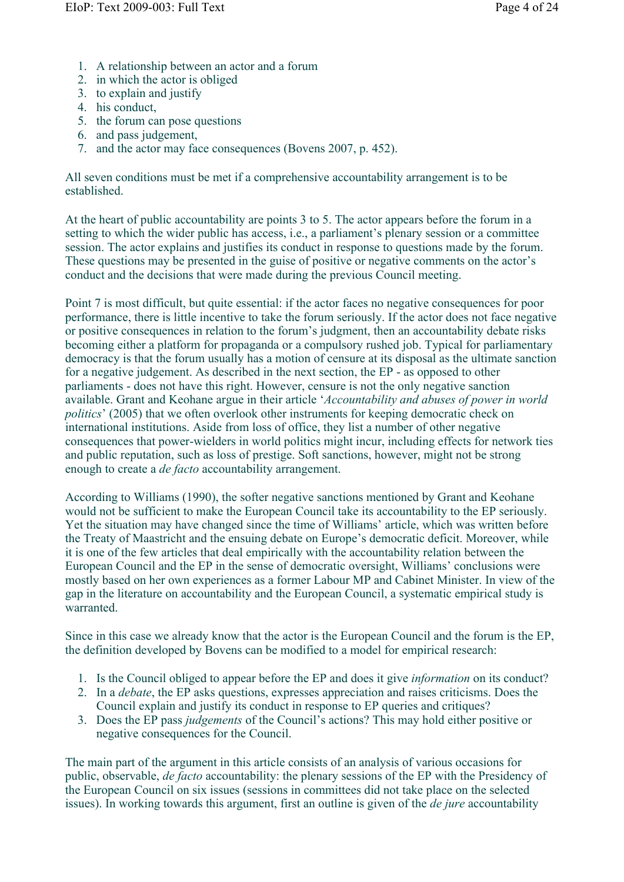1. A relationship between an actor and a forum
2. in which the actor is obliged
3. to explain and justify
4. his conduct,
5. the forum can pose questions
6. and pass judgement,
7. and the actor may face consequences (Bovens 2007, p. 452).

All seven conditions must be met if a comprehensive accountability arrangement is to be established.

At the heart of public accountability are points 3 to 5. The actor appears before the forum in a setting to which the wider public has access, i.e., a parliament's plenary session or a committee session. The actor explains and justifies its conduct in response to questions made by the forum. These questions may be presented in the guise of positive or negative comments on the actor's conduct and the decisions that were made during the previous Council meeting.

Point 7 is most difficult, but quite essential: if the actor faces no negative consequences for poor performance, there is little incentive to take the forum seriously. If the actor does not face negative or positive consequences in relation to the forum's judgment, then an accountability debate risks becoming either a platform for propaganda or a compulsory rushed job. Typical for parliamentary democracy is that the forum usually has a motion of censure at its disposal as the ultimate sanction for a negative judgement. As described in the next section, the EP - as opposed to other parliaments - does not have this right. However, censure is not the only negative sanction available. Grant and Keohane argue in their article '*Accountability and abuses of power in world politics*' (2005) that we often overlook other instruments for keeping democratic check on international institutions. Aside from loss of office, they list a number of other negative consequences that power-wielders in world politics might incur, including effects for network ties and public reputation, such as loss of prestige. Soft sanctions, however, might not be strong enough to create a *de facto* accountability arrangement.

According to Williams (1990), the softer negative sanctions mentioned by Grant and Keohane would not be sufficient to make the European Council take its accountability to the EP seriously. Yet the situation may have changed since the time of Williams' article, which was written before the Treaty of Maastricht and the ensuing debate on Europe's democratic deficit. Moreover, while it is one of the few articles that deal empirically with the accountability relation between the European Council and the EP in the sense of democratic oversight, Williams' conclusions were mostly based on her own experiences as a former Labour MP and Cabinet Minister. In view of the gap in the literature on accountability and the European Council, a systematic empirical study is warranted.

Since in this case we already know that the actor is the European Council and the forum is the EP, the definition developed by Bovens can be modified to a model for empirical research:

1. Is the Council obliged to appear before the EP and does it give *information* on its conduct?
2. In a *debate*, the EP asks questions, expresses appreciation and raises criticisms. Does the Council explain and justify its conduct in response to EP queries and critiques?
3. Does the EP pass *judgements* of the Council's actions? This may hold either positive or negative consequences for the Council.

The main part of the argument in this article consists of an analysis of various occasions for public, observable, *de facto* accountability: the plenary sessions of the EP with the Presidency of the European Council on six issues (sessions in committees did not take place on the selected issues). In working towards this argument, first an outline is given of the *de jure* accountability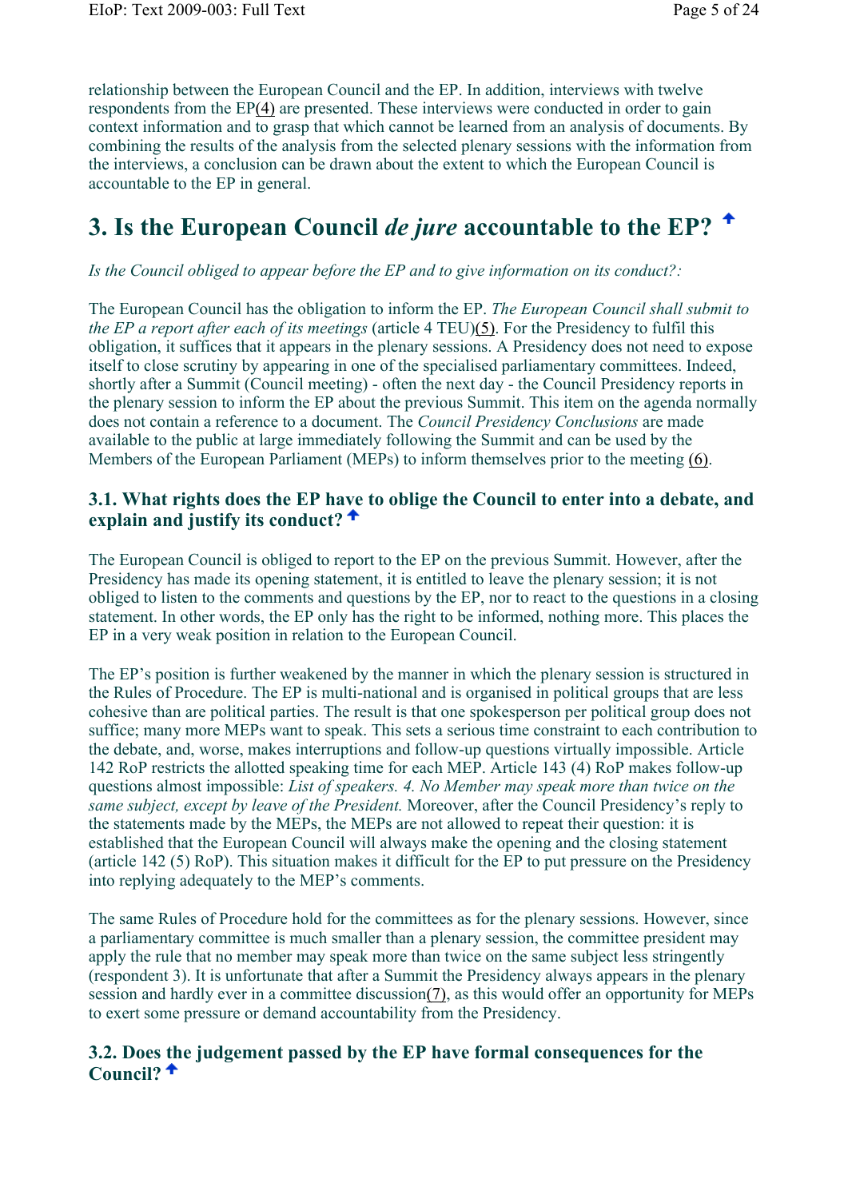relationship between the European Council and the EP. In addition, interviews with twelve respondents from the EP(4) are presented. These interviews were conducted in order to gain context information and to grasp that which cannot be learned from an analysis of documents. By combining the results of the analysis from the selected plenary sessions with the information from the interviews, a conclusion can be drawn about the extent to which the European Council is accountable to the EP in general.

## 3. Is the European Council *de jure* accountable to the EP?

*Is the Council obliged to appear before the EP and to give information on its conduct?:*

The European Council has the obligation to inform the EP. *The European Council shall submit to the EP a report after each of its meetings* (article 4 TEU)(5). For the Presidency to fulfil this obligation, it suffices that it appears in the plenary sessions. A Presidency does not need to expose itself to close scrutiny by appearing in one of the specialised parliamentary committees. Indeed, shortly after a Summit (Council meeting) - often the next day - the Council Presidency reports in the plenary session to inform the EP about the previous Summit. This item on the agenda normally does not contain a reference to a document. The *Council Presidency Conclusions* are made available to the public at large immediately following the Summit and can be used by the Members of the European Parliament (MEPs) to inform themselves prior to the meeting (6).

### 3.1. What rights does the EP have to oblige the Council to enter into a debate, and explain and justify its conduct?

The European Council is obliged to report to the EP on the previous Summit. However, after the Presidency has made its opening statement, it is entitled to leave the plenary session; it is not obliged to listen to the comments and questions by the EP, nor to react to the questions in a closing statement. In other words, the EP only has the right to be informed, nothing more. This places the EP in a very weak position in relation to the European Council.

The EP's position is further weakened by the manner in which the plenary session is structured in the Rules of Procedure. The EP is multi-national and is organised in political groups that are less cohesive than are political parties. The result is that one spokesperson per political group does not suffice; many more MEPs want to speak. This sets a serious time constraint to each contribution to the debate, and, worse, makes interruptions and follow-up questions virtually impossible. Article 142 RoP restricts the allotted speaking time for each MEP. Article 143 (4) RoP makes follow-up questions almost impossible: *List of speakers. 4. No Member may speak more than twice on the same subject, except by leave of the President.* Moreover, after the Council Presidency's reply to the statements made by the MEPs, the MEPs are not allowed to repeat their question: it is established that the European Council will always make the opening and the closing statement (article 142 (5) RoP). This situation makes it difficult for the EP to put pressure on the Presidency into replying adequately to the MEP's comments.

The same Rules of Procedure hold for the committees as for the plenary sessions. However, since a parliamentary committee is much smaller than a plenary session, the committee president may apply the rule that no member may speak more than twice on the same subject less stringently (respondent 3). It is unfortunate that after a Summit the Presidency always appears in the plenary session and hardly ever in a committee discussion(7), as this would offer an opportunity for MEPs to exert some pressure or demand accountability from the Presidency.

### 3.2. Does the judgement passed by the EP have formal consequences for the Council?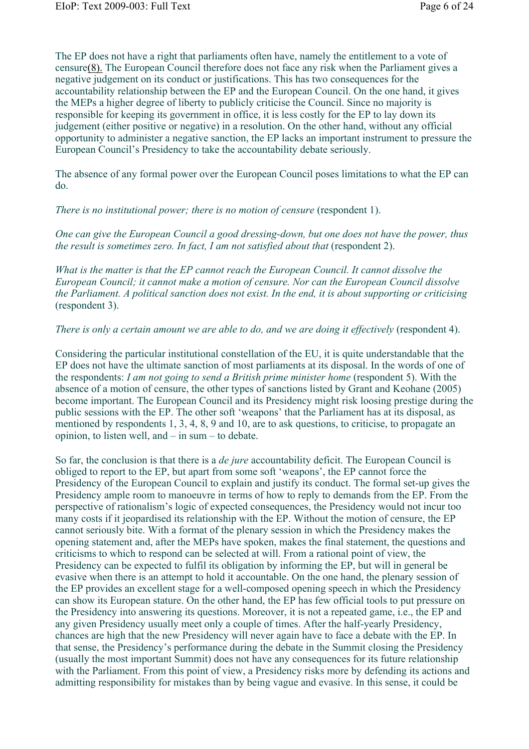The EP does not have a right that parliaments often have, namely the entitlement to a vote of censure(8). The European Council therefore does not face any risk when the Parliament gives a negative judgement on its conduct or justifications. This has two consequences for the accountability relationship between the EP and the European Council. On the one hand, it gives the MEPs a higher degree of liberty to publicly criticise the Council. Since no majority is responsible for keeping its government in office, it is less costly for the EP to lay down its judgement (either positive or negative) in a resolution. On the other hand, without any official opportunity to administer a negative sanction, the EP lacks an important instrument to pressure the European Council's Presidency to take the accountability debate seriously.

The absence of any formal power over the European Council poses limitations to what the EP can do.

*There is no institutional power; there is no motion of censure* (respondent 1).

*One can give the European Council a good dressing-down, but one does not have the power, thus the result is sometimes zero. In fact, I am not satisfied about that* (respondent 2).

*What is the matter is that the EP cannot reach the European Council. It cannot dissolve the European Council; it cannot make a motion of censure. Nor can the European Council dissolve the Parliament. A political sanction does not exist. In the end, it is about supporting or criticising* (respondent 3).

*There is only a certain amount we are able to do, and we are doing it effectively* (respondent 4).

Considering the particular institutional constellation of the EU, it is quite understandable that the EP does not have the ultimate sanction of most parliaments at its disposal. In the words of one of the respondents: *I am not going to send a British prime minister home* (respondent 5). With the absence of a motion of censure, the other types of sanctions listed by Grant and Keohane (2005) become important. The European Council and its Presidency might risk loosing prestige during the public sessions with the EP. The other soft 'weapons' that the Parliament has at its disposal, as mentioned by respondents 1, 3, 4, 8, 9 and 10, are to ask questions, to criticise, to propagate an opinion, to listen well, and – in sum – to debate.

So far, the conclusion is that there is a *de jure* accountability deficit. The European Council is obliged to report to the EP, but apart from some soft 'weapons', the EP cannot force the Presidency of the European Council to explain and justify its conduct. The formal set-up gives the Presidency ample room to manoeuvre in terms of how to reply to demands from the EP. From the perspective of rationalism's logic of expected consequences, the Presidency would not incur too many costs if it jeopardised its relationship with the EP. Without the motion of censure, the EP cannot seriously bite. With a format of the plenary session in which the Presidency makes the opening statement and, after the MEPs have spoken, makes the final statement, the questions and criticisms to which to respond can be selected at will. From a rational point of view, the Presidency can be expected to fulfil its obligation by informing the EP, but will in general be evasive when there is an attempt to hold it accountable. On the one hand, the plenary session of the EP provides an excellent stage for a well-composed opening speech in which the Presidency can show its European stature. On the other hand, the EP has few official tools to put pressure on the Presidency into answering its questions. Moreover, it is not a repeated game, i.e., the EP and any given Presidency usually meet only a couple of times. After the half-yearly Presidency, chances are high that the new Presidency will never again have to face a debate with the EP. In that sense, the Presidency's performance during the debate in the Summit closing the Presidency (usually the most important Summit) does not have any consequences for its future relationship with the Parliament. From this point of view, a Presidency risks more by defending its actions and admitting responsibility for mistakes than by being vague and evasive. In this sense, it could be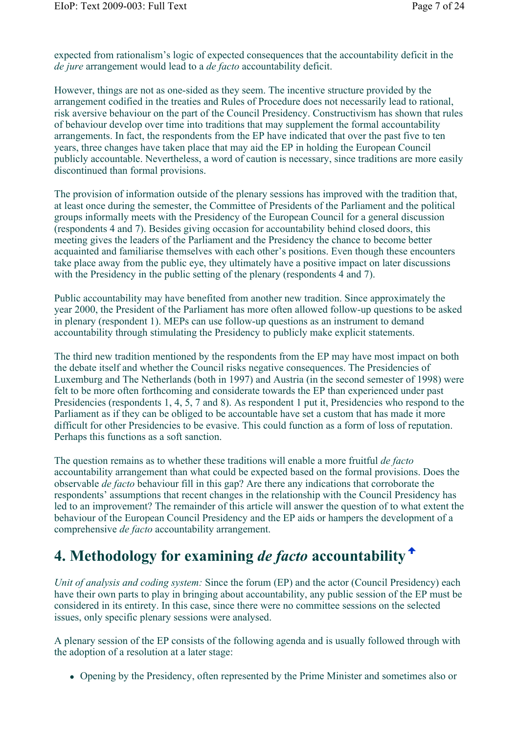expected from rationalism's logic of expected consequences that the accountability deficit in the *de jure* arrangement would lead to a *de facto* accountability deficit.

However, things are not as one-sided as they seem. The incentive structure provided by the arrangement codified in the treaties and Rules of Procedure does not necessarily lead to rational, risk aversive behaviour on the part of the Council Presidency. Constructivism has shown that rules of behaviour develop over time into traditions that may supplement the formal accountability arrangements. In fact, the respondents from the EP have indicated that over the past five to ten years, three changes have taken place that may aid the EP in holding the European Council publicly accountable. Nevertheless, a word of caution is necessary, since traditions are more easily discontinued than formal provisions.

The provision of information outside of the plenary sessions has improved with the tradition that, at least once during the semester, the Committee of Presidents of the Parliament and the political groups informally meets with the Presidency of the European Council for a general discussion (respondents 4 and 7). Besides giving occasion for accountability behind closed doors, this meeting gives the leaders of the Parliament and the Presidency the chance to become better acquainted and familiarise themselves with each other's positions. Even though these encounters take place away from the public eye, they ultimately have a positive impact on later discussions with the Presidency in the public setting of the plenary (respondents 4 and 7).

Public accountability may have benefited from another new tradition. Since approximately the year 2000, the President of the Parliament has more often allowed follow-up questions to be asked in plenary (respondent 1). MEPs can use follow-up questions as an instrument to demand accountability through stimulating the Presidency to publicly make explicit statements.

The third new tradition mentioned by the respondents from the EP may have most impact on both the debate itself and whether the Council risks negative consequences. The Presidencies of Luxemburg and The Netherlands (both in 1997) and Austria (in the second semester of 1998) were felt to be more often forthcoming and considerate towards the EP than experienced under past Presidencies (respondents 1, 4, 5, 7 and 8). As respondent 1 put it, Presidencies who respond to the Parliament as if they can be obliged to be accountable have set a custom that has made it more difficult for other Presidencies to be evasive. This could function as a form of loss of reputation. Perhaps this functions as a soft sanction.

The question remains as to whether these traditions will enable a more fruitful *de facto* accountability arrangement than what could be expected based on the formal provisions. Does the observable *de facto* behaviour fill in this gap? Are there any indications that corroborate the respondents' assumptions that recent changes in the relationship with the Council Presidency has led to an improvement? The remainder of this article will answer the question of to what extent the behaviour of the European Council Presidency and the EP aids or hampers the development of a comprehensive *de facto* accountability arrangement.

## 4. Methodology for examining *de facto* accountability

*Unit of analysis and coding system:* Since the forum (EP) and the actor (Council Presidency) each have their own parts to play in bringing about accountability, any public session of the EP must be considered in its entirety. In this case, since there were no committee sessions on the selected issues, only specific plenary sessions were analysed.

A plenary session of the EP consists of the following agenda and is usually followed through with the adoption of a resolution at a later stage:

- Opening by the Presidency, often represented by the Prime Minister and sometimes also or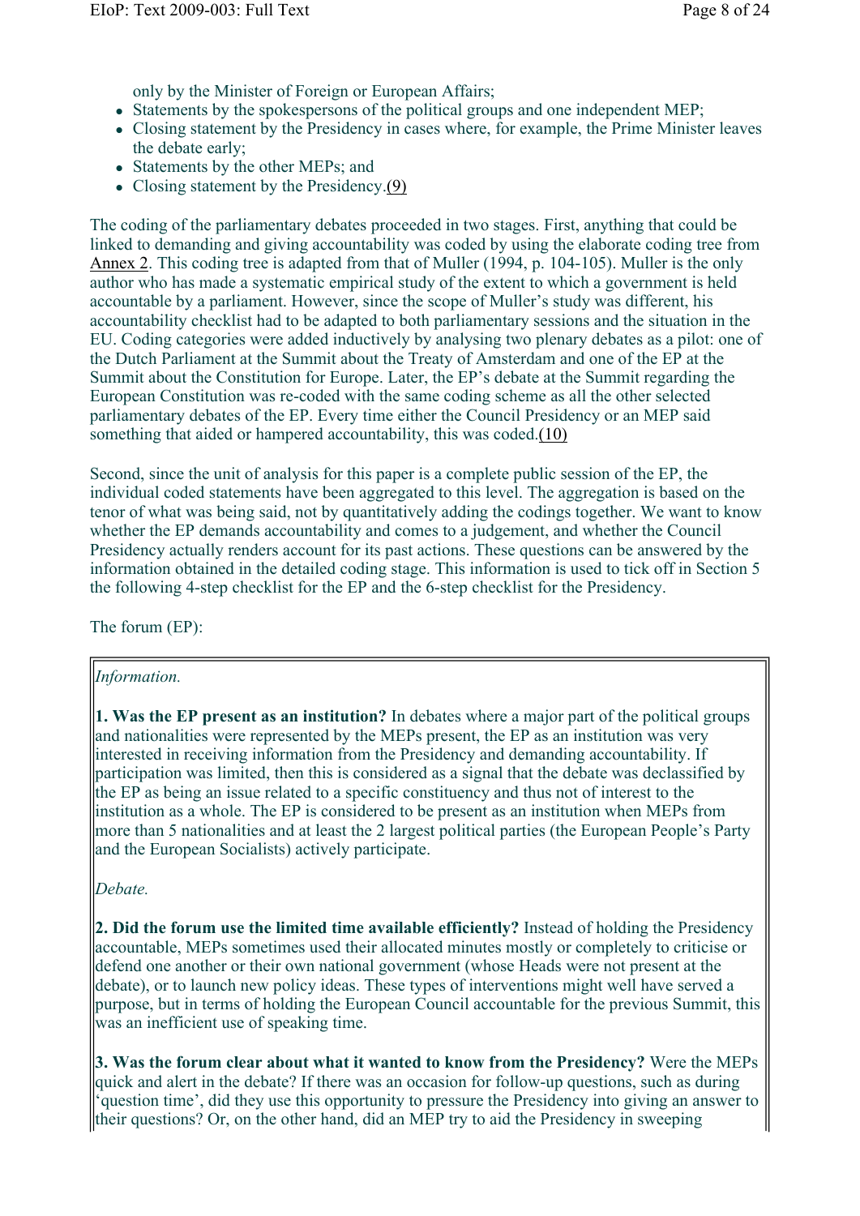only by the Minister of Foreign or European Affairs;

- Statements by the spokespersons of the political groups and one independent MEP;
- Closing statement by the Presidency in cases where, for example, the Prime Minister leaves the debate early;
- Statements by the other MEPs; and
- Closing statement by the Presidency.(9)

The coding of the parliamentary debates proceeded in two stages. First, anything that could be linked to demanding and giving accountability was coded by using the elaborate coding tree from Annex 2. This coding tree is adapted from that of Muller (1994, p. 104-105). Muller is the only author who has made a systematic empirical study of the extent to which a government is held accountable by a parliament. However, since the scope of Muller's study was different, his accountability checklist had to be adapted to both parliamentary sessions and the situation in the EU. Coding categories were added inductively by analysing two plenary debates as a pilot: one of the Dutch Parliament at the Summit about the Treaty of Amsterdam and one of the EP at the Summit about the Constitution for Europe. Later, the EP's debate at the Summit regarding the European Constitution was re-coded with the same coding scheme as all the other selected parliamentary debates of the EP. Every time either the Council Presidency or an MEP said something that aided or hampered accountability, this was coded.(10)

Second, since the unit of analysis for this paper is a complete public session of the EP, the individual coded statements have been aggregated to this level. The aggregation is based on the tenor of what was being said, not by quantitatively adding the codings together. We want to know whether the EP demands accountability and comes to a judgement, and whether the Council Presidency actually renders account for its past actions. These questions can be answered by the information obtained in the detailed coding stage. This information is used to tick off in Section 5 the following 4-step checklist for the EP and the 6-step checklist for the Presidency.

The forum (EP):

*Information.*

**1. Was the EP present as an institution?** In debates where a major part of the political groups and nationalities were represented by the MEPs present, the EP as an institution was very interested in receiving information from the Presidency and demanding accountability. If participation was limited, then this is considered as a signal that the debate was declassified by the EP as being an issue related to a specific constituency and thus not of interest to the institution as a whole. The EP is considered to be present as an institution when MEPs from more than 5 nationalities and at least the 2 largest political parties (the European People's Party and the European Socialists) actively participate.

*Debate.*

**2. Did the forum use the limited time available efficiently?** Instead of holding the Presidency accountable, MEPs sometimes used their allocated minutes mostly or completely to criticise or defend one another or their own national government (whose Heads were not present at the debate), or to launch new policy ideas. These types of interventions might well have served a purpose, but in terms of holding the European Council accountable for the previous Summit, this was an inefficient use of speaking time.

**3. Was the forum clear about what it wanted to know from the Presidency?** Were the MEPs quick and alert in the debate? If there was an occasion for follow-up questions, such as during 'question time', did they use this opportunity to pressure the Presidency into giving an answer to their questions? Or, on the other hand, did an MEP try to aid the Presidency in sweeping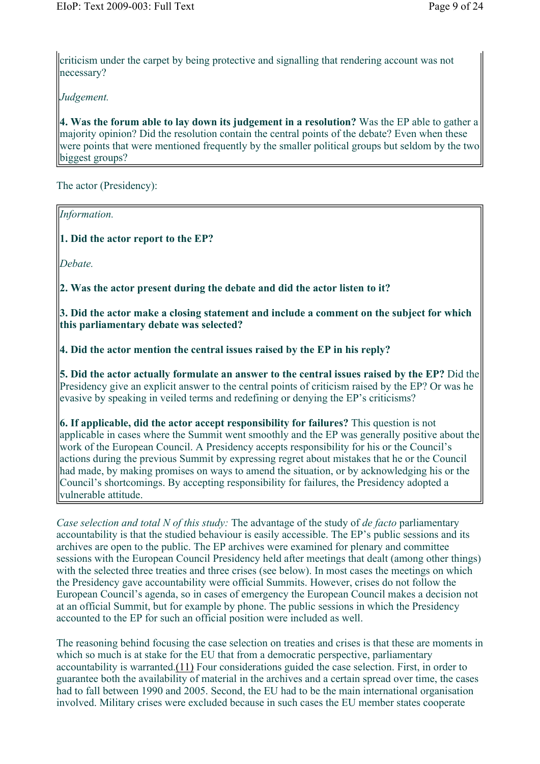criticism under the carpet by being protective and signalling that rendering account was not necessary?

*Judgement.*

**4. Was the forum able to lay down its judgement in a resolution?** Was the EP able to gather a majority opinion? Did the resolution contain the central points of the debate? Even when these were points that were mentioned frequently by the smaller political groups but seldom by the two biggest groups?

The actor (Presidency):

*Information.*

**1. Did the actor report to the EP?**

*Debate.*

**2. Was the actor present during the debate and did the actor listen to it?**

**3. Did the actor make a closing statement and include a comment on the subject for which this parliamentary debate was selected?**

**4. Did the actor mention the central issues raised by the EP in his reply?**

**5. Did the actor actually formulate an answer to the central issues raised by the EP?** Did the Presidency give an explicit answer to the central points of criticism raised by the EP? Or was he evasive by speaking in veiled terms and redefining or denying the EP's criticisms?

**6. If applicable, did the actor accept responsibility for failures?** This question is not applicable in cases where the Summit went smoothly and the EP was generally positive about the work of the European Council. A Presidency accepts responsibility for his or the Council's actions during the previous Summit by expressing regret about mistakes that he or the Council had made, by making promises on ways to amend the situation, or by acknowledging his or the Council's shortcomings. By accepting responsibility for failures, the Presidency adopted a vulnerable attitude.

*Case selection and total N of this study:* The advantage of the study of *de facto* parliamentary accountability is that the studied behaviour is easily accessible. The EP's public sessions and its archives are open to the public. The EP archives were examined for plenary and committee sessions with the European Council Presidency held after meetings that dealt (among other things) with the selected three treaties and three crises (see below). In most cases the meetings on which the Presidency gave accountability were official Summits. However, crises do not follow the European Council's agenda, so in cases of emergency the European Council makes a decision not at an official Summit, but for example by phone. The public sessions in which the Presidency accounted to the EP for such an official position were included as well.

The reasoning behind focusing the case selection on treaties and crises is that these are moments in which so much is at stake for the EU that from a democratic perspective, parliamentary accountability is warranted.(11) Four considerations guided the case selection. First, in order to guarantee both the availability of material in the archives and a certain spread over time, the cases had to fall between 1990 and 2005. Second, the EU had to be the main international organisation involved. Military crises were excluded because in such cases the EU member states cooperate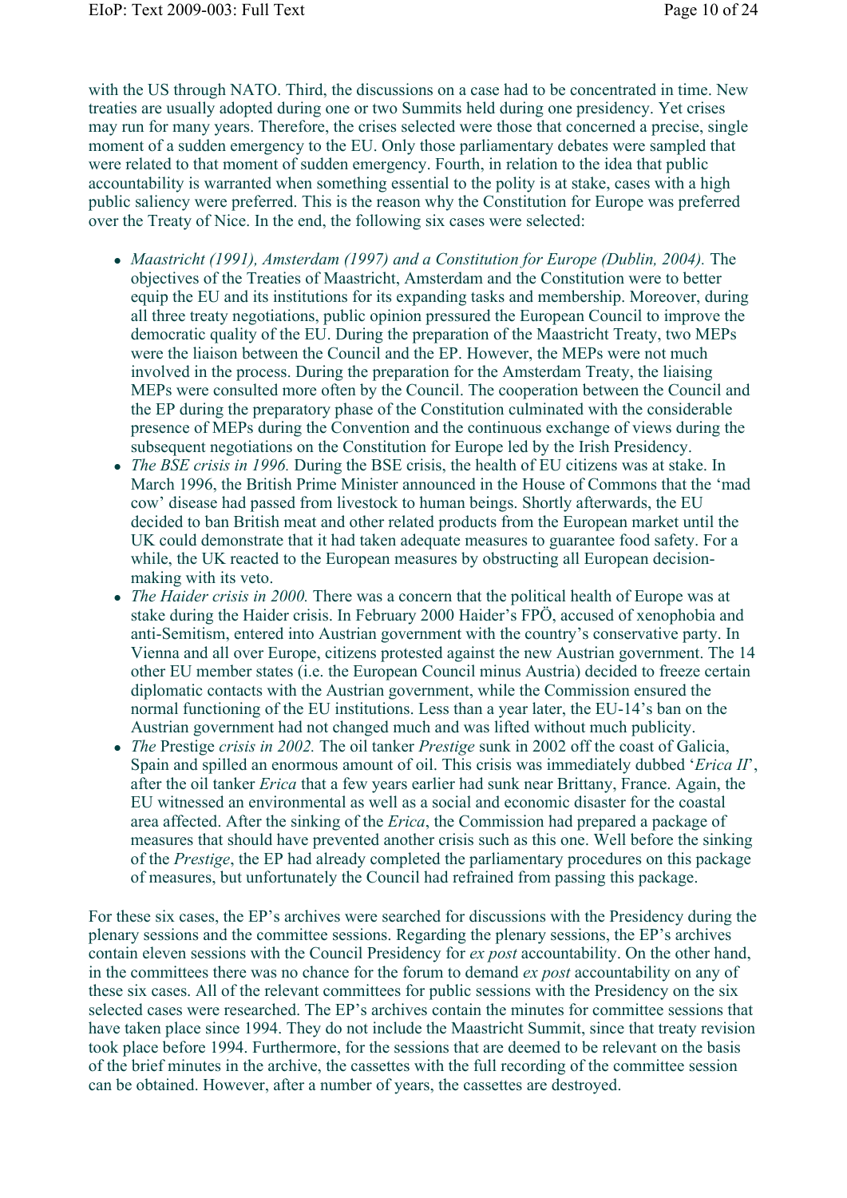with the US through NATO. Third, the discussions on a case had to be concentrated in time. New treaties are usually adopted during one or two Summits held during one presidency. Yet crises may run for many years. Therefore, the crises selected were those that concerned a precise, single moment of a sudden emergency to the EU. Only those parliamentary debates were sampled that were related to that moment of sudden emergency. Fourth, in relation to the idea that public accountability is warranted when something essential to the polity is at stake, cases with a high public saliency were preferred. This is the reason why the Constitution for Europe was preferred over the Treaty of Nice. In the end, the following six cases were selected:

- *Maastricht (1991), Amsterdam (1997) and a Constitution for Europe (Dublin, 2004).* The objectives of the Treaties of Maastricht, Amsterdam and the Constitution were to better equip the EU and its institutions for its expanding tasks and membership. Moreover, during all three treaty negotiations, public opinion pressured the European Council to improve the democratic quality of the EU. During the preparation of the Maastricht Treaty, two MEPs were the liaison between the Council and the EP. However, the MEPs were not much involved in the process. During the preparation for the Amsterdam Treaty, the liaising MEPs were consulted more often by the Council. The cooperation between the Council and the EP during the preparatory phase of the Constitution culminated with the considerable presence of MEPs during the Convention and the continuous exchange of views during the subsequent negotiations on the Constitution for Europe led by the Irish Presidency.
- *The BSE crisis in 1996.* During the BSE crisis, the health of EU citizens was at stake. In March 1996, the British Prime Minister announced in the House of Commons that the 'mad cow' disease had passed from livestock to human beings. Shortly afterwards, the EU decided to ban British meat and other related products from the European market until the UK could demonstrate that it had taken adequate measures to guarantee food safety. For a while, the UK reacted to the European measures by obstructing all European decision-making with its veto.
- *The Haider crisis in 2000.* There was a concern that the political health of Europe was at stake during the Haider crisis. In February 2000 Haider's FPÖ, accused of xenophobia and anti-Semitism, entered into Austrian government with the country's conservative party. In Vienna and all over Europe, citizens protested against the new Austrian government. The 14 other EU member states (i.e. the European Council minus Austria) decided to freeze certain diplomatic contacts with the Austrian government, while the Commission ensured the normal functioning of the EU institutions. Less than a year later, the EU-14's ban on the Austrian government had not changed much and was lifted without much publicity.
- *The* Prestige *crisis in 2002.* The oil tanker *Prestige* sunk in 2002 off the coast of Galicia, Spain and spilled an enormous amount of oil. This crisis was immediately dubbed '*Erica II*', after the oil tanker *Erica* that a few years earlier had sunk near Brittany, France. Again, the EU witnessed an environmental as well as a social and economic disaster for the coastal area affected. After the sinking of the *Erica*, the Commission had prepared a package of measures that should have prevented another crisis such as this one. Well before the sinking of the *Prestige*, the EP had already completed the parliamentary procedures on this package of measures, but unfortunately the Council had refrained from passing this package.

For these six cases, the EP's archives were searched for discussions with the Presidency during the plenary sessions and the committee sessions. Regarding the plenary sessions, the EP's archives contain eleven sessions with the Council Presidency for *ex post* accountability. On the other hand, in the committees there was no chance for the forum to demand *ex post* accountability on any of these six cases. All of the relevant committees for public sessions with the Presidency on the six selected cases were researched. The EP's archives contain the minutes for committee sessions that have taken place since 1994. They do not include the Maastricht Summit, since that treaty revision took place before 1994. Furthermore, for the sessions that are deemed to be relevant on the basis of the brief minutes in the archive, the cassettes with the full recording of the committee session can be obtained. However, after a number of years, the cassettes are destroyed.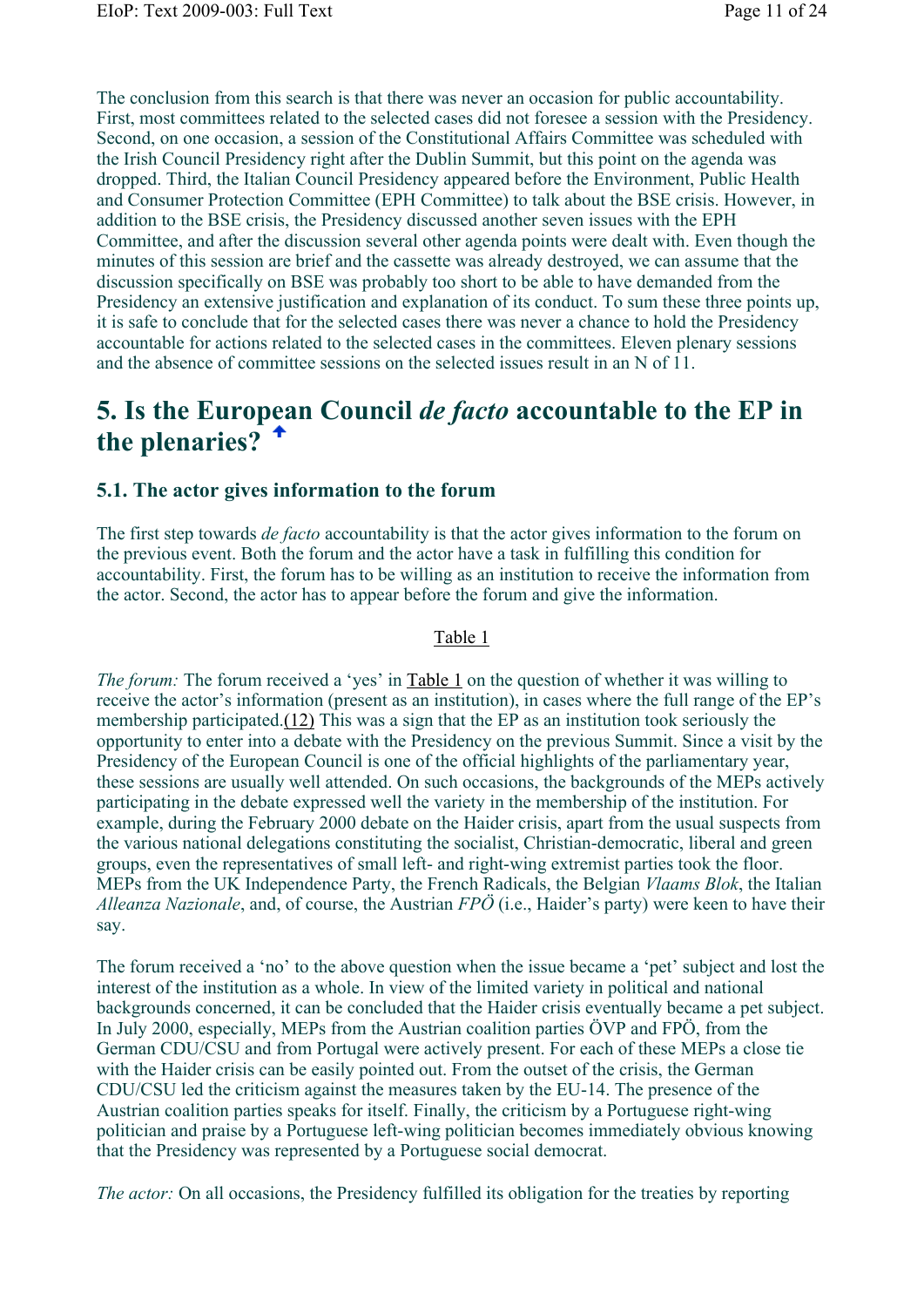The conclusion from this search is that there was never an occasion for public accountability. First, most committees related to the selected cases did not foresee a session with the Presidency. Second, on one occasion, a session of the Constitutional Affairs Committee was scheduled with the Irish Council Presidency right after the Dublin Summit, but this point on the agenda was dropped. Third, the Italian Council Presidency appeared before the Environment, Public Health and Consumer Protection Committee (EPH Committee) to talk about the BSE crisis. However, in addition to the BSE crisis, the Presidency discussed another seven issues with the EPH Committee, and after the discussion several other agenda points were dealt with. Even though the minutes of this session are brief and the cassette was already destroyed, we can assume that the discussion specifically on BSE was probably too short to be able to have demanded from the Presidency an extensive justification and explanation of its conduct. To sum these three points up, it is safe to conclude that for the selected cases there was never a chance to hold the Presidency accountable for actions related to the selected cases in the committees. Eleven plenary sessions and the absence of committee sessions on the selected issues result in an N of 11.

# 5. Is the European Council *de facto* accountable to the EP in the plenaries?

## 5.1. The actor gives information to the forum

The first step towards *de facto* accountability is that the actor gives information to the forum on the previous event. Both the forum and the actor have a task in fulfilling this condition for accountability. First, the forum has to be willing as an institution to receive the information from the actor. Second, the actor has to appear before the forum and give the information.

Table 1

*The forum:* The forum received a 'yes' in Table 1 on the question of whether it was willing to receive the actor's information (present as an institution), in cases where the full range of the EP's membership participated.(12) This was a sign that the EP as an institution took seriously the opportunity to enter into a debate with the Presidency on the previous Summit. Since a visit by the Presidency of the European Council is one of the official highlights of the parliamentary year, these sessions are usually well attended. On such occasions, the backgrounds of the MEPs actively participating in the debate expressed well the variety in the membership of the institution. For example, during the February 2000 debate on the Haider crisis, apart from the usual suspects from the various national delegations constituting the socialist, Christian-democratic, liberal and green groups, even the representatives of small left- and right-wing extremist parties took the floor. MEPs from the UK Independence Party, the French Radicals, the Belgian *Vlaams Blok*, the Italian *Alleanza Nazionale*, and, of course, the Austrian *FPÖ* (i.e., Haider's party) were keen to have their say.

The forum received a 'no' to the above question when the issue became a 'pet' subject and lost the interest of the institution as a whole. In view of the limited variety in political and national backgrounds concerned, it can be concluded that the Haider crisis eventually became a pet subject. In July 2000, especially, MEPs from the Austrian coalition parties ÖVP and FPÖ, from the German CDU/CSU and from Portugal were actively present. For each of these MEPs a close tie with the Haider crisis can be easily pointed out. From the outset of the crisis, the German CDU/CSU led the criticism against the measures taken by the EU-14. The presence of the Austrian coalition parties speaks for itself. Finally, the criticism by a Portuguese right-wing politician and praise by a Portuguese left-wing politician becomes immediately obvious knowing that the Presidency was represented by a Portuguese social democrat.

*The actor:* On all occasions, the Presidency fulfilled its obligation for the treaties by reporting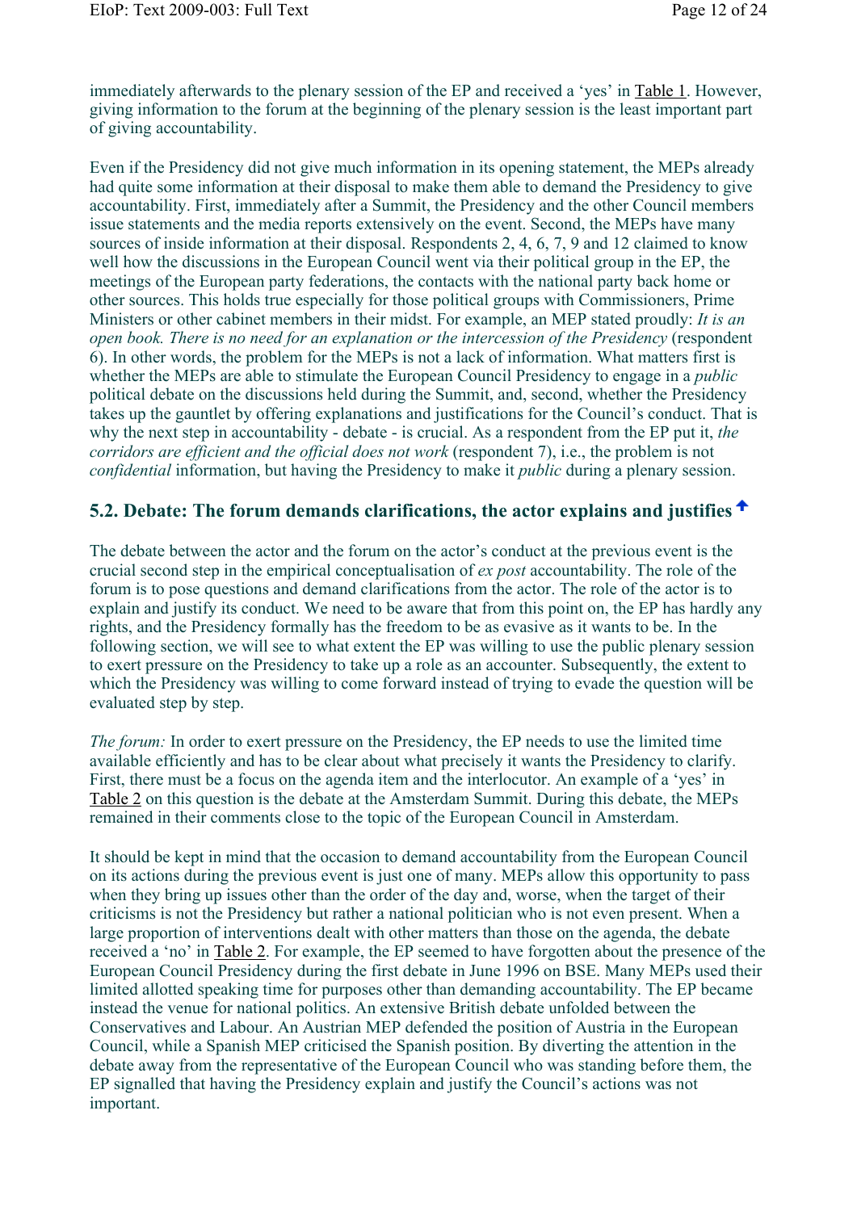immediately afterwards to the plenary session of the EP and received a 'yes' in Table 1. However, giving information to the forum at the beginning of the plenary session is the least important part of giving accountability.

Even if the Presidency did not give much information in its opening statement, the MEPs already had quite some information at their disposal to make them able to demand the Presidency to give accountability. First, immediately after a Summit, the Presidency and the other Council members issue statements and the media reports extensively on the event. Second, the MEPs have many sources of inside information at their disposal. Respondents 2, 4, 6, 7, 9 and 12 claimed to know well how the discussions in the European Council went via their political group in the EP, the meetings of the European party federations, the contacts with the national party back home or other sources. This holds true especially for those political groups with Commissioners, Prime Ministers or other cabinet members in their midst. For example, an MEP stated proudly: *It is an open book. There is no need for an explanation or the intercession of the Presidency* (respondent 6). In other words, the problem for the MEPs is not a lack of information. What matters first is whether the MEPs are able to stimulate the European Council Presidency to engage in a *public* political debate on the discussions held during the Summit, and, second, whether the Presidency takes up the gauntlet by offering explanations and justifications for the Council's conduct. That is why the next step in accountability - debate - is crucial. As a respondent from the EP put it, *the corridors are efficient and the official does not work* (respondent 7), i.e., the problem is not *confidential* information, but having the Presidency to make it *public* during a plenary session.

## 5.2. Debate: The forum demands clarifications, the actor explains and justifies

The debate between the actor and the forum on the actor's conduct at the previous event is the crucial second step in the empirical conceptualisation of *ex post* accountability. The role of the forum is to pose questions and demand clarifications from the actor. The role of the actor is to explain and justify its conduct. We need to be aware that from this point on, the EP has hardly any rights, and the Presidency formally has the freedom to be as evasive as it wants to be. In the following section, we will see to what extent the EP was willing to use the public plenary session to exert pressure on the Presidency to take up a role as an accounter. Subsequently, the extent to which the Presidency was willing to come forward instead of trying to evade the question will be evaluated step by step.

*The forum:* In order to exert pressure on the Presidency, the EP needs to use the limited time available efficiently and has to be clear about what precisely it wants the Presidency to clarify. First, there must be a focus on the agenda item and the interlocutor. An example of a 'yes' in Table 2 on this question is the debate at the Amsterdam Summit. During this debate, the MEPs remained in their comments close to the topic of the European Council in Amsterdam.

It should be kept in mind that the occasion to demand accountability from the European Council on its actions during the previous event is just one of many. MEPs allow this opportunity to pass when they bring up issues other than the order of the day and, worse, when the target of their criticisms is not the Presidency but rather a national politician who is not even present. When a large proportion of interventions dealt with other matters than those on the agenda, the debate received a 'no' in Table 2. For example, the EP seemed to have forgotten about the presence of the European Council Presidency during the first debate in June 1996 on BSE. Many MEPs used their limited allotted speaking time for purposes other than demanding accountability. The EP became instead the venue for national politics. An extensive British debate unfolded between the Conservatives and Labour. An Austrian MEP defended the position of Austria in the European Council, while a Spanish MEP criticised the Spanish position. By diverting the attention in the debate away from the representative of the European Council who was standing before them, the EP signalled that having the Presidency explain and justify the Council's actions was not important.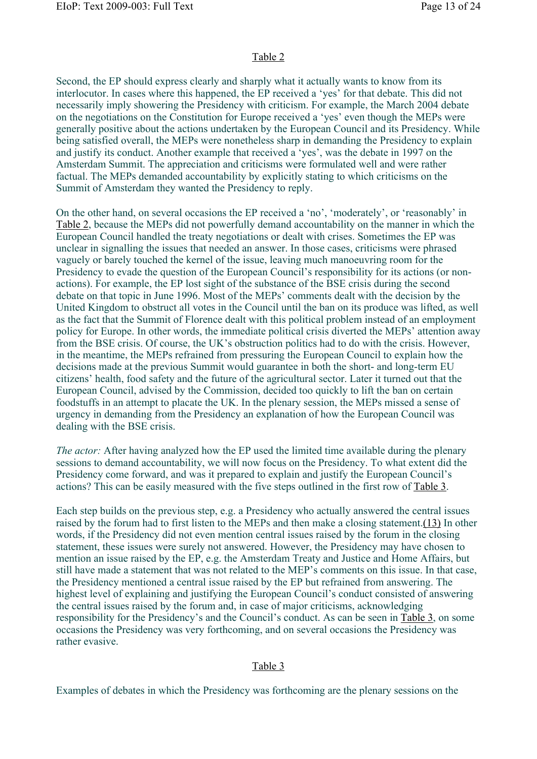Table 2

Second, the EP should express clearly and sharply what it actually wants to know from its interlocutor. In cases where this happened, the EP received a 'yes' for that debate. This did not necessarily imply showering the Presidency with criticism. For example, the March 2004 debate on the negotiations on the Constitution for Europe received a 'yes' even though the MEPs were generally positive about the actions undertaken by the European Council and its Presidency. While being satisfied overall, the MEPs were nonetheless sharp in demanding the Presidency to explain and justify its conduct. Another example that received a 'yes', was the debate in 1997 on the Amsterdam Summit. The appreciation and criticisms were formulated well and were rather factual. The MEPs demanded accountability by explicitly stating to which criticisms on the Summit of Amsterdam they wanted the Presidency to reply.

On the other hand, on several occasions the EP received a 'no', 'moderately', or 'reasonably' in Table 2, because the MEPs did not powerfully demand accountability on the manner in which the European Council handled the treaty negotiations or dealt with crises. Sometimes the EP was unclear in signalling the issues that needed an answer. In those cases, criticisms were phrased vaguely or barely touched the kernel of the issue, leaving much manoeuvring room for the Presidency to evade the question of the European Council's responsibility for its actions (or non-actions). For example, the EP lost sight of the substance of the BSE crisis during the second debate on that topic in June 1996. Most of the MEPs' comments dealt with the decision by the United Kingdom to obstruct all votes in the Council until the ban on its produce was lifted, as well as the fact that the Summit of Florence dealt with this political problem instead of an employment policy for Europe. In other words, the immediate political crisis diverted the MEPs' attention away from the BSE crisis. Of course, the UK's obstruction politics had to do with the crisis. However, in the meantime, the MEPs refrained from pressuring the European Council to explain how the decisions made at the previous Summit would guarantee in both the short- and long-term EU citizens' health, food safety and the future of the agricultural sector. Later it turned out that the European Council, advised by the Commission, decided too quickly to lift the ban on certain foodstuffs in an attempt to placate the UK. In the plenary session, the MEPs missed a sense of urgency in demanding from the Presidency an explanation of how the European Council was dealing with the BSE crisis.

*The actor:* After having analyzed how the EP used the limited time available during the plenary sessions to demand accountability, we will now focus on the Presidency. To what extent did the Presidency come forward, and was it prepared to explain and justify the European Council's actions? This can be easily measured with the five steps outlined in the first row of Table 3.

Each step builds on the previous step, e.g. a Presidency who actually answered the central issues raised by the forum had to first listen to the MEPs and then make a closing statement.(13) In other words, if the Presidency did not even mention central issues raised by the forum in the closing statement, these issues were surely not answered. However, the Presidency may have chosen to mention an issue raised by the EP, e.g. the Amsterdam Treaty and Justice and Home Affairs, but still have made a statement that was not related to the MEP's comments on this issue. In that case, the Presidency mentioned a central issue raised by the EP but refrained from answering. The highest level of explaining and justifying the European Council's conduct consisted of answering the central issues raised by the forum and, in case of major criticisms, acknowledging responsibility for the Presidency's and the Council's conduct. As can be seen in Table 3, on some occasions the Presidency was very forthcoming, and on several occasions the Presidency was rather evasive.

Table 3

Examples of debates in which the Presidency was forthcoming are the plenary sessions on the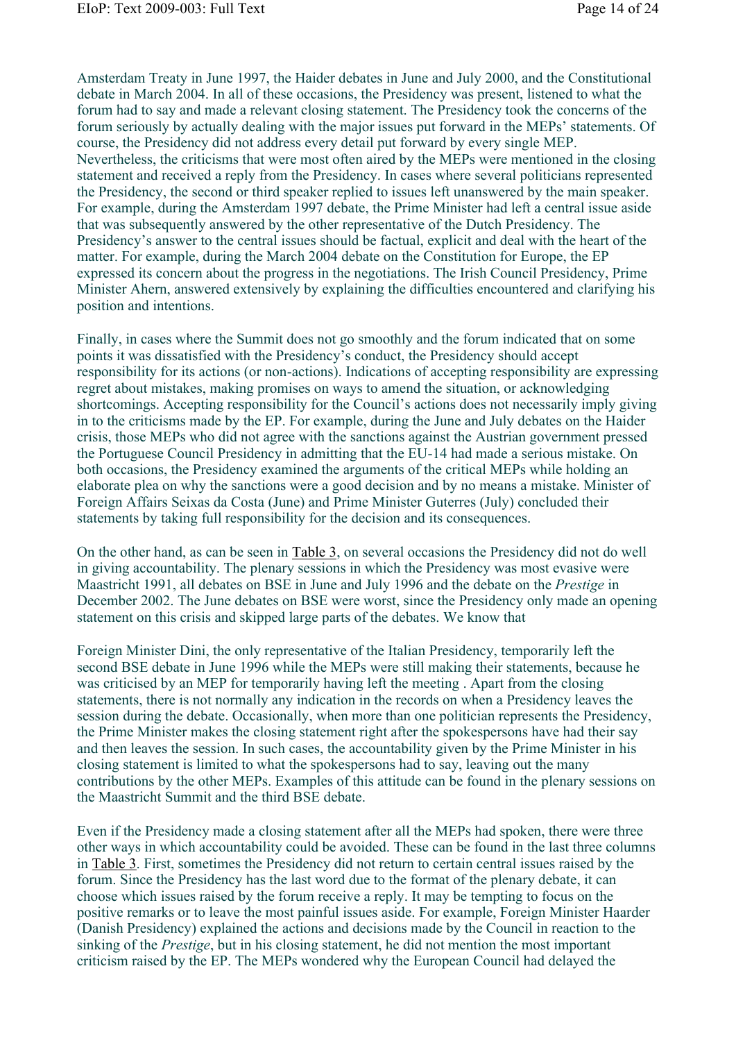Amsterdam Treaty in June 1997, the Haider debates in June and July 2000, and the Constitutional debate in March 2004. In all of these occasions, the Presidency was present, listened to what the forum had to say and made a relevant closing statement. The Presidency took the concerns of the forum seriously by actually dealing with the major issues put forward in the MEPs' statements. Of course, the Presidency did not address every detail put forward by every single MEP. Nevertheless, the criticisms that were most often aired by the MEPs were mentioned in the closing statement and received a reply from the Presidency. In cases where several politicians represented the Presidency, the second or third speaker replied to issues left unanswered by the main speaker. For example, during the Amsterdam 1997 debate, the Prime Minister had left a central issue aside that was subsequently answered by the other representative of the Dutch Presidency. The Presidency's answer to the central issues should be factual, explicit and deal with the heart of the matter. For example, during the March 2004 debate on the Constitution for Europe, the EP expressed its concern about the progress in the negotiations. The Irish Council Presidency, Prime Minister Ahern, answered extensively by explaining the difficulties encountered and clarifying his position and intentions.

Finally, in cases where the Summit does not go smoothly and the forum indicated that on some points it was dissatisfied with the Presidency's conduct, the Presidency should accept responsibility for its actions (or non-actions). Indications of accepting responsibility are expressing regret about mistakes, making promises on ways to amend the situation, or acknowledging shortcomings. Accepting responsibility for the Council's actions does not necessarily imply giving in to the criticisms made by the EP. For example, during the June and July debates on the Haider crisis, those MEPs who did not agree with the sanctions against the Austrian government pressed the Portuguese Council Presidency in admitting that the EU-14 had made a serious mistake. On both occasions, the Presidency examined the arguments of the critical MEPs while holding an elaborate plea on why the sanctions were a good decision and by no means a mistake. Minister of Foreign Affairs Seixas da Costa (June) and Prime Minister Guterres (July) concluded their statements by taking full responsibility for the decision and its consequences.

On the other hand, as can be seen in Table 3, on several occasions the Presidency did not do well in giving accountability. The plenary sessions in which the Presidency was most evasive were Maastricht 1991, all debates on BSE in June and July 1996 and the debate on the *Prestige* in December 2002. The June debates on BSE were worst, since the Presidency only made an opening statement on this crisis and skipped large parts of the debates. We know that

Foreign Minister Dini, the only representative of the Italian Presidency, temporarily left the second BSE debate in June 1996 while the MEPs were still making their statements, because he was criticised by an MEP for temporarily having left the meeting . Apart from the closing statements, there is not normally any indication in the records on when a Presidency leaves the session during the debate. Occasionally, when more than one politician represents the Presidency, the Prime Minister makes the closing statement right after the spokespersons have had their say and then leaves the session. In such cases, the accountability given by the Prime Minister in his closing statement is limited to what the spokespersons had to say, leaving out the many contributions by the other MEPs. Examples of this attitude can be found in the plenary sessions on the Maastricht Summit and the third BSE debate.

Even if the Presidency made a closing statement after all the MEPs had spoken, there were three other ways in which accountability could be avoided. These can be found in the last three columns in Table 3. First, sometimes the Presidency did not return to certain central issues raised by the forum. Since the Presidency has the last word due to the format of the plenary debate, it can choose which issues raised by the forum receive a reply. It may be tempting to focus on the positive remarks or to leave the most painful issues aside. For example, Foreign Minister Haarder (Danish Presidency) explained the actions and decisions made by the Council in reaction to the sinking of the *Prestige*, but in his closing statement, he did not mention the most important criticism raised by the EP. The MEPs wondered why the European Council had delayed the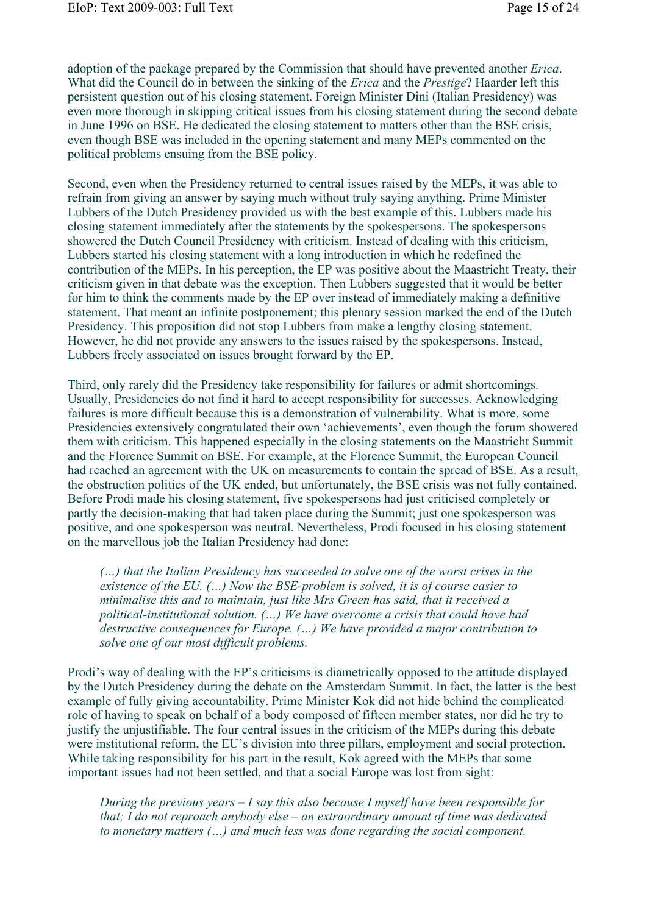adoption of the package prepared by the Commission that should have prevented another *Erica*. What did the Council do in between the sinking of the *Erica* and the *Prestige*? Haarder left this persistent question out of his closing statement. Foreign Minister Dini (Italian Presidency) was even more thorough in skipping critical issues from his closing statement during the second debate in June 1996 on BSE. He dedicated the closing statement to matters other than the BSE crisis, even though BSE was included in the opening statement and many MEPs commented on the political problems ensuing from the BSE policy.

Second, even when the Presidency returned to central issues raised by the MEPs, it was able to refrain from giving an answer by saying much without truly saying anything. Prime Minister Lubbers of the Dutch Presidency provided us with the best example of this. Lubbers made his closing statement immediately after the statements by the spokespersons. The spokespersons showered the Dutch Council Presidency with criticism. Instead of dealing with this criticism, Lubbers started his closing statement with a long introduction in which he redefined the contribution of the MEPs. In his perception, the EP was positive about the Maastricht Treaty, their criticism given in that debate was the exception. Then Lubbers suggested that it would be better for him to think the comments made by the EP over instead of immediately making a definitive statement. That meant an infinite postponement; this plenary session marked the end of the Dutch Presidency. This proposition did not stop Lubbers from make a lengthy closing statement. However, he did not provide any answers to the issues raised by the spokespersons. Instead, Lubbers freely associated on issues brought forward by the EP.

Third, only rarely did the Presidency take responsibility for failures or admit shortcomings. Usually, Presidencies do not find it hard to accept responsibility for successes. Acknowledging failures is more difficult because this is a demonstration of vulnerability. What is more, some Presidencies extensively congratulated their own 'achievements', even though the forum showered them with criticism. This happened especially in the closing statements on the Maastricht Summit and the Florence Summit on BSE. For example, at the Florence Summit, the European Council had reached an agreement with the UK on measurements to contain the spread of BSE. As a result, the obstruction politics of the UK ended, but unfortunately, the BSE crisis was not fully contained. Before Prodi made his closing statement, five spokespersons had just criticised completely or partly the decision-making that had taken place during the Summit; just one spokesperson was positive, and one spokesperson was neutral. Nevertheless, Prodi focused in his closing statement on the marvellous job the Italian Presidency had done:

> *(…) that the Italian Presidency has succeeded to solve one of the worst crises in the existence of the EU. (…) Now the BSE-problem is solved, it is of course easier to minimalise this and to maintain, just like Mrs Green has said, that it received a political-institutional solution. (…) We have overcome a crisis that could have had destructive consequences for Europe. (…) We have provided a major contribution to solve one of our most difficult problems.*

Prodi's way of dealing with the EP's criticisms is diametrically opposed to the attitude displayed by the Dutch Presidency during the debate on the Amsterdam Summit. In fact, the latter is the best example of fully giving accountability. Prime Minister Kok did not hide behind the complicated role of having to speak on behalf of a body composed of fifteen member states, nor did he try to justify the unjustifiable. The four central issues in the criticism of the MEPs during this debate were institutional reform, the EU's division into three pillars, employment and social protection. While taking responsibility for his part in the result, Kok agreed with the MEPs that some important issues had not been settled, and that a social Europe was lost from sight:

> *During the previous years – I say this also because I myself have been responsible for that; I do not reproach anybody else – an extraordinary amount of time was dedicated to monetary matters (…) and much less was done regarding the social component.*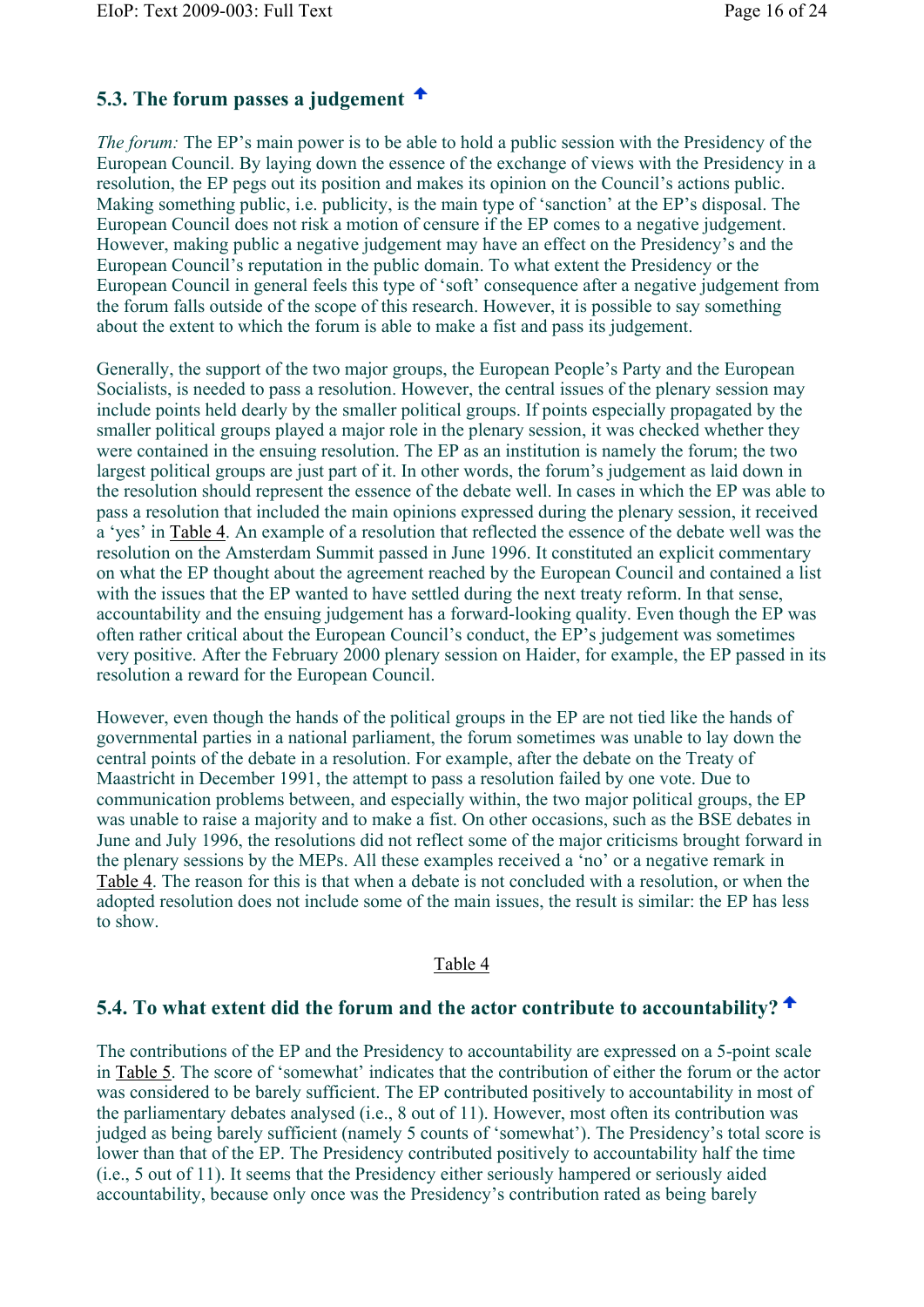## 5.3. The forum passes a judgement

*The forum:* The EP's main power is to be able to hold a public session with the Presidency of the European Council. By laying down the essence of the exchange of views with the Presidency in a resolution, the EP pegs out its position and makes its opinion on the Council's actions public. Making something public, i.e. publicity, is the main type of 'sanction' at the EP's disposal. The European Council does not risk a motion of censure if the EP comes to a negative judgement. However, making public a negative judgement may have an effect on the Presidency's and the European Council's reputation in the public domain. To what extent the Presidency or the European Council in general feels this type of 'soft' consequence after a negative judgement from the forum falls outside of the scope of this research. However, it is possible to say something about the extent to which the forum is able to make a fist and pass its judgement.

Generally, the support of the two major groups, the European People's Party and the European Socialists, is needed to pass a resolution. However, the central issues of the plenary session may include points held dearly by the smaller political groups. If points especially propagated by the smaller political groups played a major role in the plenary session, it was checked whether they were contained in the ensuing resolution. The EP as an institution is namely the forum; the two largest political groups are just part of it. In other words, the forum's judgement as laid down in the resolution should represent the essence of the debate well. In cases in which the EP was able to pass a resolution that included the main opinions expressed during the plenary session, it received a 'yes' in Table 4. An example of a resolution that reflected the essence of the debate well was the resolution on the Amsterdam Summit passed in June 1996. It constituted an explicit commentary on what the EP thought about the agreement reached by the European Council and contained a list with the issues that the EP wanted to have settled during the next treaty reform. In that sense, accountability and the ensuing judgement has a forward-looking quality. Even though the EP was often rather critical about the European Council's conduct, the EP's judgement was sometimes very positive. After the February 2000 plenary session on Haider, for example, the EP passed in its resolution a reward for the European Council.

However, even though the hands of the political groups in the EP are not tied like the hands of governmental parties in a national parliament, the forum sometimes was unable to lay down the central points of the debate in a resolution. For example, after the debate on the Treaty of Maastricht in December 1991, the attempt to pass a resolution failed by one vote. Due to communication problems between, and especially within, the two major political groups, the EP was unable to raise a majority and to make a fist. On other occasions, such as the BSE debates in June and July 1996, the resolutions did not reflect some of the major criticisms brought forward in the plenary sessions by the MEPs. All these examples received a 'no' or a negative remark in Table 4. The reason for this is that when a debate is not concluded with a resolution, or when the adopted resolution does not include some of the main issues, the result is similar: the EP has less to show.

Table 4

## 5.4. To what extent did the forum and the actor contribute to accountability?

The contributions of the EP and the Presidency to accountability are expressed on a 5-point scale in Table 5. The score of 'somewhat' indicates that the contribution of either the forum or the actor was considered to be barely sufficient. The EP contributed positively to accountability in most of the parliamentary debates analysed (i.e., 8 out of 11). However, most often its contribution was judged as being barely sufficient (namely 5 counts of 'somewhat'). The Presidency's total score is lower than that of the EP. The Presidency contributed positively to accountability half the time (i.e., 5 out of 11). It seems that the Presidency either seriously hampered or seriously aided accountability, because only once was the Presidency's contribution rated as being barely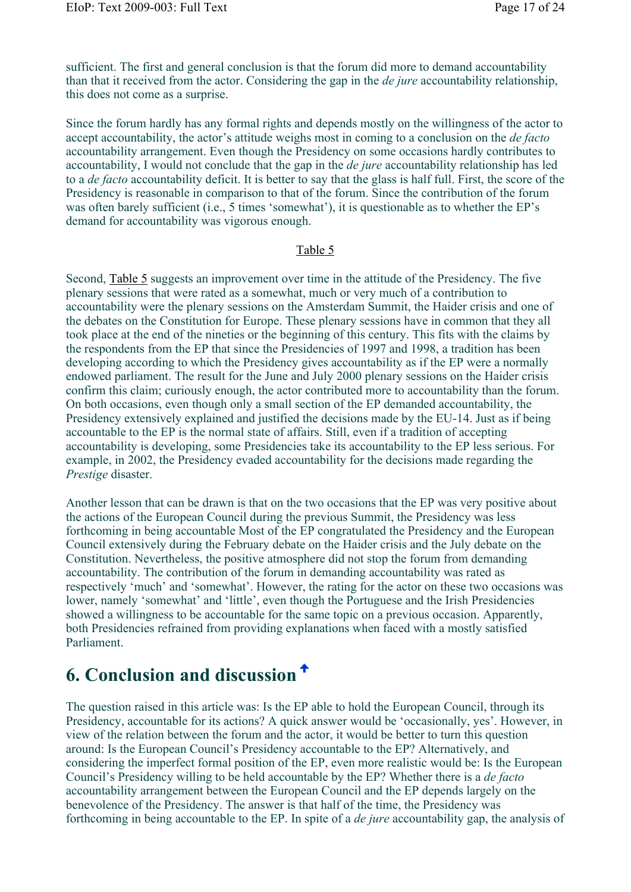sufficient. The first and general conclusion is that the forum did more to demand accountability than that it received from the actor. Considering the gap in the *de jure* accountability relationship, this does not come as a surprise.

Since the forum hardly has any formal rights and depends mostly on the willingness of the actor to accept accountability, the actor's attitude weighs most in coming to a conclusion on the *de facto* accountability arrangement. Even though the Presidency on some occasions hardly contributes to accountability, I would not conclude that the gap in the *de jure* accountability relationship has led to a *de facto* accountability deficit. It is better to say that the glass is half full. First, the score of the Presidency is reasonable in comparison to that of the forum. Since the contribution of the forum was often barely sufficient (i.e., 5 times 'somewhat'), it is questionable as to whether the EP's demand for accountability was vigorous enough.

Table 5

Second, Table 5 suggests an improvement over time in the attitude of the Presidency. The five plenary sessions that were rated as a somewhat, much or very much of a contribution to accountability were the plenary sessions on the Amsterdam Summit, the Haider crisis and one of the debates on the Constitution for Europe. These plenary sessions have in common that they all took place at the end of the nineties or the beginning of this century. This fits with the claims by the respondents from the EP that since the Presidencies of 1997 and 1998, a tradition has been developing according to which the Presidency gives accountability as if the EP were a normally endowed parliament. The result for the June and July 2000 plenary sessions on the Haider crisis confirm this claim; curiously enough, the actor contributed more to accountability than the forum. On both occasions, even though only a small section of the EP demanded accountability, the Presidency extensively explained and justified the decisions made by the EU-14. Just as if being accountable to the EP is the normal state of affairs. Still, even if a tradition of accepting accountability is developing, some Presidencies take its accountability to the EP less serious. For example, in 2002, the Presidency evaded accountability for the decisions made regarding the *Prestige* disaster.

Another lesson that can be drawn is that on the two occasions that the EP was very positive about the actions of the European Council during the previous Summit, the Presidency was less forthcoming in being accountable Most of the EP congratulated the Presidency and the European Council extensively during the February debate on the Haider crisis and the July debate on the Constitution. Nevertheless, the positive atmosphere did not stop the forum from demanding accountability. The contribution of the forum in demanding accountability was rated as respectively 'much' and 'somewhat'. However, the rating for the actor on these two occasions was lower, namely 'somewhat' and 'little', even though the Portuguese and the Irish Presidencies showed a willingness to be accountable for the same topic on a previous occasion. Apparently, both Presidencies refrained from providing explanations when faced with a mostly satisfied Parliament.

## 6. Conclusion and discussion

The question raised in this article was: Is the EP able to hold the European Council, through its Presidency, accountable for its actions? A quick answer would be 'occasionally, yes'. However, in view of the relation between the forum and the actor, it would be better to turn this question around: Is the European Council's Presidency accountable to the EP? Alternatively, and considering the imperfect formal position of the EP, even more realistic would be: Is the European Council's Presidency willing to be held accountable by the EP? Whether there is a *de facto* accountability arrangement between the European Council and the EP depends largely on the benevolence of the Presidency. The answer is that half of the time, the Presidency was forthcoming in being accountable to the EP. In spite of a *de jure* accountability gap, the analysis of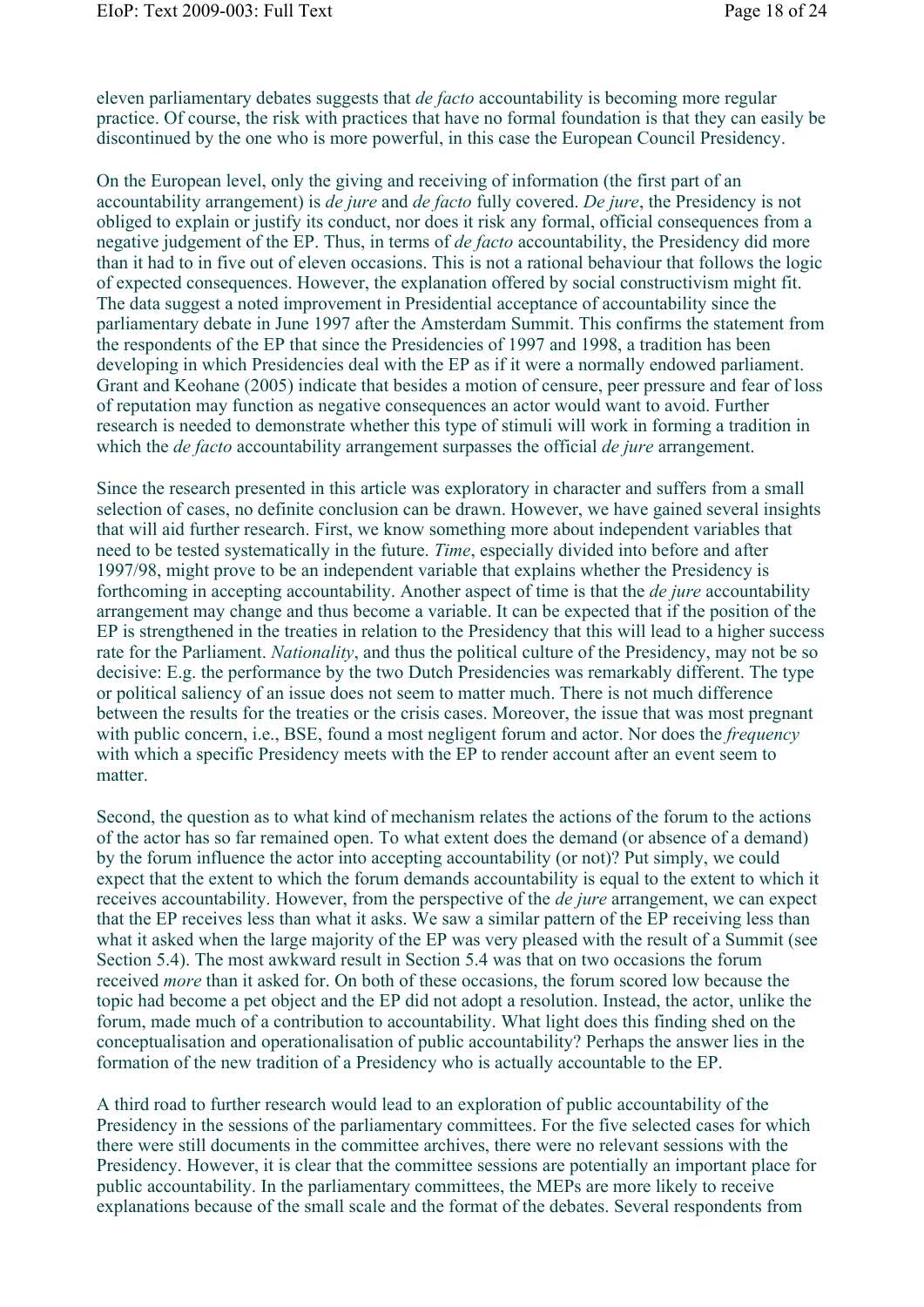eleven parliamentary debates suggests that *de facto* accountability is becoming more regular practice. Of course, the risk with practices that have no formal foundation is that they can easily be discontinued by the one who is more powerful, in this case the European Council Presidency.

On the European level, only the giving and receiving of information (the first part of an accountability arrangement) is *de jure* and *de facto* fully covered. *De jure*, the Presidency is not obliged to explain or justify its conduct, nor does it risk any formal, official consequences from a negative judgement of the EP. Thus, in terms of *de facto* accountability, the Presidency did more than it had to in five out of eleven occasions. This is not a rational behaviour that follows the logic of expected consequences. However, the explanation offered by social constructivism might fit. The data suggest a noted improvement in Presidential acceptance of accountability since the parliamentary debate in June 1997 after the Amsterdam Summit. This confirms the statement from the respondents of the EP that since the Presidencies of 1997 and 1998, a tradition has been developing in which Presidencies deal with the EP as if it were a normally endowed parliament. Grant and Keohane (2005) indicate that besides a motion of censure, peer pressure and fear of loss of reputation may function as negative consequences an actor would want to avoid. Further research is needed to demonstrate whether this type of stimuli will work in forming a tradition in which the *de facto* accountability arrangement surpasses the official *de jure* arrangement.

Since the research presented in this article was exploratory in character and suffers from a small selection of cases, no definite conclusion can be drawn. However, we have gained several insights that will aid further research. First, we know something more about independent variables that need to be tested systematically in the future. *Time*, especially divided into before and after 1997/98, might prove to be an independent variable that explains whether the Presidency is forthcoming in accepting accountability. Another aspect of time is that the *de jure* accountability arrangement may change and thus become a variable. It can be expected that if the position of the EP is strengthened in the treaties in relation to the Presidency that this will lead to a higher success rate for the Parliament. *Nationality*, and thus the political culture of the Presidency, may not be so decisive: E.g. the performance by the two Dutch Presidencies was remarkably different. The type or political saliency of an issue does not seem to matter much. There is not much difference between the results for the treaties or the crisis cases. Moreover, the issue that was most pregnant with public concern, i.e., BSE, found a most negligent forum and actor. Nor does the *frequency* with which a specific Presidency meets with the EP to render account after an event seem to matter.

Second, the question as to what kind of mechanism relates the actions of the forum to the actions of the actor has so far remained open. To what extent does the demand (or absence of a demand) by the forum influence the actor into accepting accountability (or not)? Put simply, we could expect that the extent to which the forum demands accountability is equal to the extent to which it receives accountability. However, from the perspective of the *de jure* arrangement, we can expect that the EP receives less than what it asks. We saw a similar pattern of the EP receiving less than what it asked when the large majority of the EP was very pleased with the result of a Summit (see Section 5.4). The most awkward result in Section 5.4 was that on two occasions the forum received *more* than it asked for. On both of these occasions, the forum scored low because the topic had become a pet object and the EP did not adopt a resolution. Instead, the actor, unlike the forum, made much of a contribution to accountability. What light does this finding shed on the conceptualisation and operationalisation of public accountability? Perhaps the answer lies in the formation of the new tradition of a Presidency who is actually accountable to the EP.

A third road to further research would lead to an exploration of public accountability of the Presidency in the sessions of the parliamentary committees. For the five selected cases for which there were still documents in the committee archives, there were no relevant sessions with the Presidency. However, it is clear that the committee sessions are potentially an important place for public accountability. In the parliamentary committees, the MEPs are more likely to receive explanations because of the small scale and the format of the debates. Several respondents from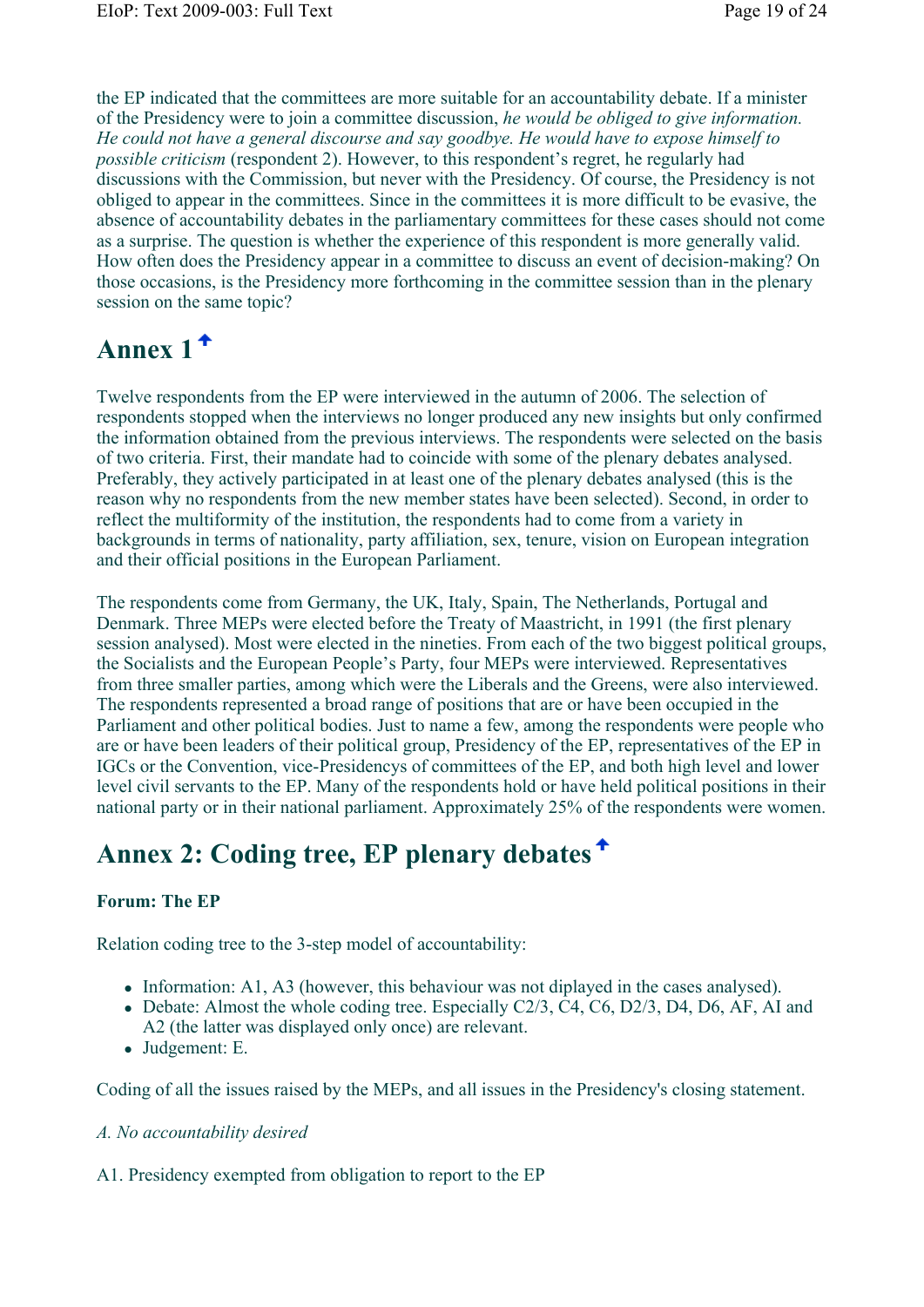the EP indicated that the committees are more suitable for an accountability debate. If a minister of the Presidency were to join a committee discussion, *he would be obliged to give information. He could not have a general discourse and say goodbye. He would have to expose himself to possible criticism* (respondent 2). However, to this respondent's regret, he regularly had discussions with the Commission, but never with the Presidency. Of course, the Presidency is not obliged to appear in the committees. Since in the committees it is more difficult to be evasive, the absence of accountability debates in the parliamentary committees for these cases should not come as a surprise. The question is whether the experience of this respondent is more generally valid. How often does the Presidency appear in a committee to discuss an event of decision-making? On those occasions, is the Presidency more forthcoming in the committee session than in the plenary session on the same topic?

## Annex 1

Twelve respondents from the EP were interviewed in the autumn of 2006. The selection of respondents stopped when the interviews no longer produced any new insights but only confirmed the information obtained from the previous interviews. The respondents were selected on the basis of two criteria. First, their mandate had to coincide with some of the plenary debates analysed. Preferably, they actively participated in at least one of the plenary debates analysed (this is the reason why no respondents from the new member states have been selected). Second, in order to reflect the multiformity of the institution, the respondents had to come from a variety in backgrounds in terms of nationality, party affiliation, sex, tenure, vision on European integration and their official positions in the European Parliament.

The respondents come from Germany, the UK, Italy, Spain, The Netherlands, Portugal and Denmark. Three MEPs were elected before the Treaty of Maastricht, in 1991 (the first plenary session analysed). Most were elected in the nineties. From each of the two biggest political groups, the Socialists and the European People's Party, four MEPs were interviewed. Representatives from three smaller parties, among which were the Liberals and the Greens, were also interviewed. The respondents represented a broad range of positions that are or have been occupied in the Parliament and other political bodies. Just to name a few, among the respondents were people who are or have been leaders of their political group, Presidency of the EP, representatives of the EP in IGCs or the Convention, vice-Presidencys of committees of the EP, and both high level and lower level civil servants to the EP. Many of the respondents hold or have held political positions in their national party or in their national parliament. Approximately 25% of the respondents were women.

## Annex 2: Coding tree, EP plenary debates

**Forum: The EP**

Relation coding tree to the 3-step model of accountability:

- Information: A1, A3 (however, this behaviour was not diplayed in the cases analysed).
- Debate: Almost the whole coding tree. Especially C2/3, C4, C6, D2/3, D4, D6, AF, AI and A2 (the latter was displayed only once) are relevant.
- Judgement: E.

Coding of all the issues raised by the MEPs, and all issues in the Presidency's closing statement.

*A. No accountability desired*

A1. Presidency exempted from obligation to report to the EP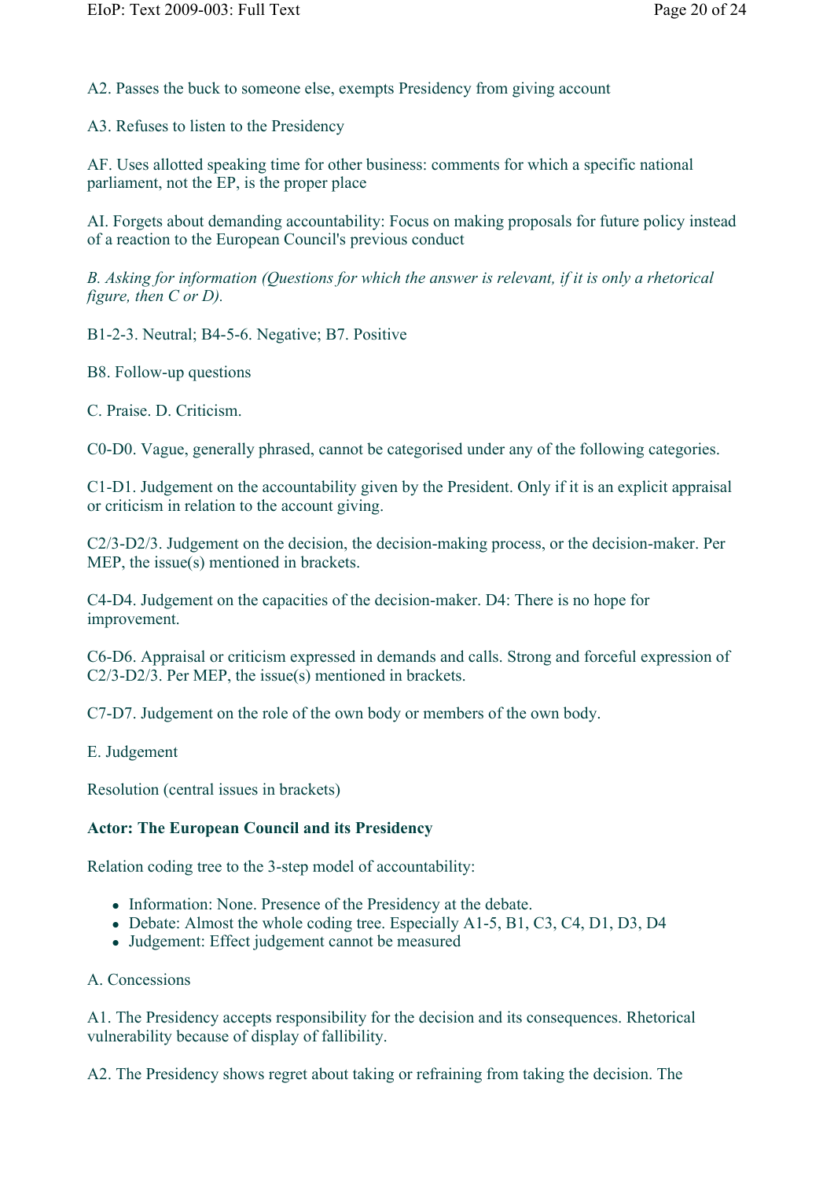A2. Passes the buck to someone else, exempts Presidency from giving account

A3. Refuses to listen to the Presidency

AF. Uses allotted speaking time for other business: comments for which a specific national parliament, not the EP, is the proper place

AI. Forgets about demanding accountability: Focus on making proposals for future policy instead of a reaction to the European Council's previous conduct

*B. Asking for information (Questions for which the answer is relevant, if it is only a rhetorical figure, then C or D).*

B1-2-3. Neutral; B4-5-6. Negative; B7. Positive

B8. Follow-up questions

C. Praise. D. Criticism.

C0-D0. Vague, generally phrased, cannot be categorised under any of the following categories.

C1-D1. Judgement on the accountability given by the President. Only if it is an explicit appraisal or criticism in relation to the account giving.

C2/3-D2/3. Judgement on the decision, the decision-making process, or the decision-maker. Per MEP, the issue(s) mentioned in brackets.

C4-D4. Judgement on the capacities of the decision-maker. D4: There is no hope for improvement.

C6-D6. Appraisal or criticism expressed in demands and calls. Strong and forceful expression of C2/3-D2/3. Per MEP, the issue(s) mentioned in brackets.

C7-D7. Judgement on the role of the own body or members of the own body.

E. Judgement

Resolution (central issues in brackets)

**Actor: The European Council and its Presidency**

Relation coding tree to the 3-step model of accountability:

- Information: None. Presence of the Presidency at the debate.
- Debate: Almost the whole coding tree. Especially A1-5, B1, C3, C4, D1, D3, D4
- Judgement: Effect judgement cannot be measured

A. Concessions

A1. The Presidency accepts responsibility for the decision and its consequences. Rhetorical vulnerability because of display of fallibility.

A2. The Presidency shows regret about taking or refraining from taking the decision. The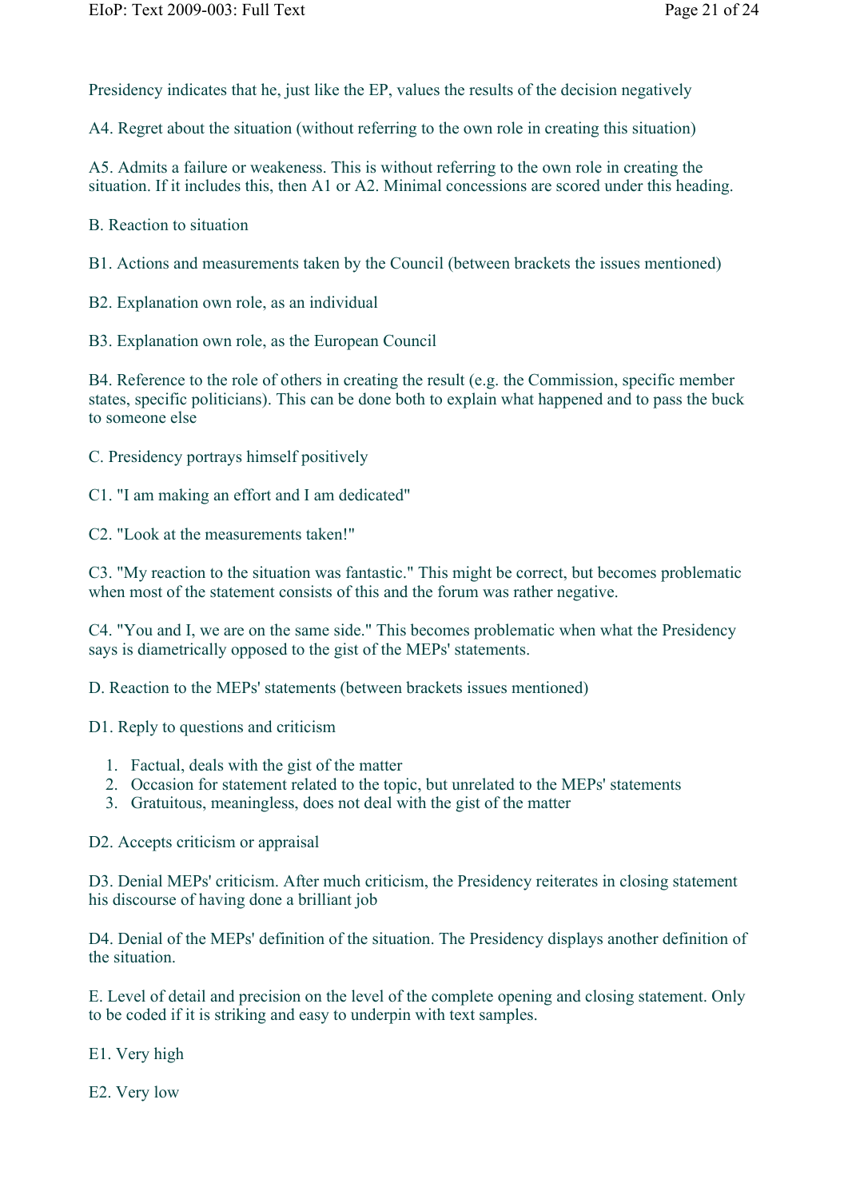Presidency indicates that he, just like the EP, values the results of the decision negatively

A4. Regret about the situation (without referring to the own role in creating this situation)

A5. Admits a failure or weakeness. This is without referring to the own role in creating the situation. If it includes this, then A1 or A2. Minimal concessions are scored under this heading.

B. Reaction to situation

B1. Actions and measurements taken by the Council (between brackets the issues mentioned)

B2. Explanation own role, as an individual

B3. Explanation own role, as the European Council

B4. Reference to the role of others in creating the result (e.g. the Commission, specific member states, specific politicians). This can be done both to explain what happened and to pass the buck to someone else

C. Presidency portrays himself positively

C1. "I am making an effort and I am dedicated"

C2. "Look at the measurements taken!"

C3. "My reaction to the situation was fantastic." This might be correct, but becomes problematic when most of the statement consists of this and the forum was rather negative.

C4. "You and I, we are on the same side." This becomes problematic when what the Presidency says is diametrically opposed to the gist of the MEPs' statements.

D. Reaction to the MEPs' statements (between brackets issues mentioned)

D1. Reply to questions and criticism

1. Factual, deals with the gist of the matter
2. Occasion for statement related to the topic, but unrelated to the MEPs' statements
3. Gratuitous, meaningless, does not deal with the gist of the matter

D2. Accepts criticism or appraisal

D3. Denial MEPs' criticism. After much criticism, the Presidency reiterates in closing statement his discourse of having done a brilliant job

D4. Denial of the MEPs' definition of the situation. The Presidency displays another definition of the situation.

E. Level of detail and precision on the level of the complete opening and closing statement. Only to be coded if it is striking and easy to underpin with text samples.

E1. Very high

E2. Very low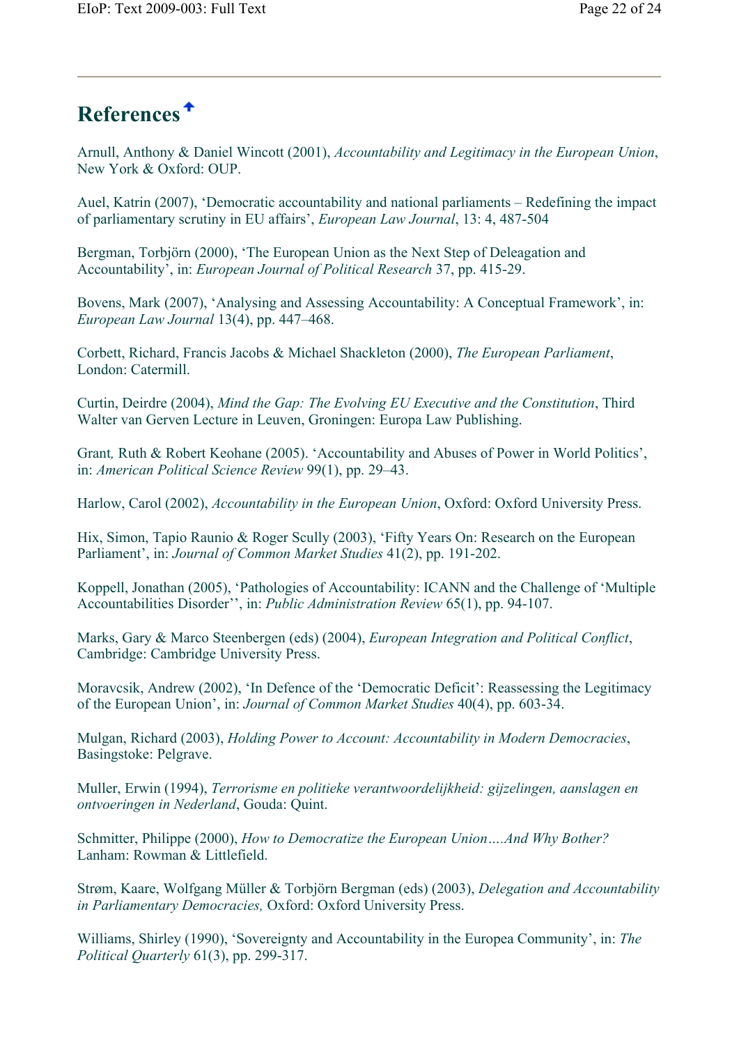## References

Arnull, Anthony & Daniel Wincott (2001), *Accountability and Legitimacy in the European Union*, New York & Oxford: OUP.

Auel, Katrin (2007), 'Democratic accountability and national parliaments – Redefining the impact of parliamentary scrutiny in EU affairs', *European Law Journal*, 13: 4, 487-504

Bergman, Torbjörn (2000), 'The European Union as the Next Step of Deleagation and Accountability', in: *European Journal of Political Research* 37, pp. 415-29.

Bovens, Mark (2007), 'Analysing and Assessing Accountability: A Conceptual Framework', in: *European Law Journal* 13(4), pp. 447–468.

Corbett, Richard, Francis Jacobs & Michael Shackleton (2000), *The European Parliament*, London: Catermill.

Curtin, Deirdre (2004), *Mind the Gap: The Evolving EU Executive and the Constitution*, Third Walter van Gerven Lecture in Leuven, Groningen: Europa Law Publishing.

Grant, Ruth & Robert Keohane (2005). 'Accountability and Abuses of Power in World Politics', in: *American Political Science Review* 99(1), pp. 29–43.

Harlow, Carol (2002), *Accountability in the European Union*, Oxford: Oxford University Press.

Hix, Simon, Tapio Raunio & Roger Scully (2003), 'Fifty Years On: Research on the European Parliament', in: *Journal of Common Market Studies* 41(2), pp. 191-202.

Koppell, Jonathan (2005), 'Pathologies of Accountability: ICANN and the Challenge of 'Multiple Accountabilities Disorder'', in: *Public Administration Review* 65(1), pp. 94-107.

Marks, Gary & Marco Steenbergen (eds) (2004), *European Integration and Political Conflict*, Cambridge: Cambridge University Press.

Moravcsik, Andrew (2002), 'In Defence of the 'Democratic Deficit': Reassessing the Legitimacy of the European Union', in: *Journal of Common Market Studies* 40(4), pp. 603-34.

Mulgan, Richard (2003), *Holding Power to Account: Accountability in Modern Democracies*, Basingstoke: Pelgrave.

Muller, Erwin (1994), *Terrorisme en politieke verantwoordelijkheid: gijzelingen, aanslagen en ontvoeringen in Nederland*, Gouda: Quint.

Schmitter, Philippe (2000), *How to Democratize the European Union….And Why Bother?* Lanham: Rowman & Littlefield.

Strøm, Kaare, Wolfgang Müller & Torbjörn Bergman (eds) (2003), *Delegation and Accountability in Parliamentary Democracies,* Oxford: Oxford University Press.

Williams, Shirley (1990), 'Sovereignty and Accountability in the Europea Community', in: *The Political Quarterly* 61(3), pp. 299-317.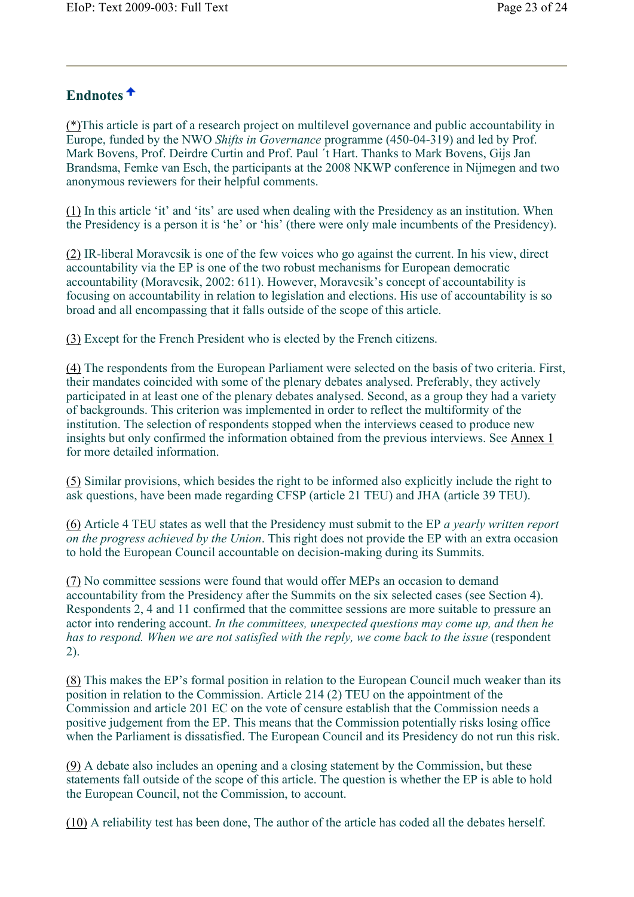## Endnotes

(*)This article is part of a research project on multilevel governance and public accountability in Europe, funded by the NWO *Shifts in Governance* programme (450-04-319) and led by Prof. Mark Bovens, Prof. Deirdre Curtin and Prof. Paul ´t Hart. Thanks to Mark Bovens, Gijs Jan Brandsma, Femke van Esch, the participants at the 2008 NKWP conference in Nijmegen and two anonymous reviewers for their helpful comments.

(1) In this article 'it' and 'its' are used when dealing with the Presidency as an institution. When the Presidency is a person it is 'he' or 'his' (there were only male incumbents of the Presidency).

(2) IR-liberal Moravcsik is one of the few voices who go against the current. In his view, direct accountability via the EP is one of the two robust mechanisms for European democratic accountability (Moravcsik, 2002: 611). However, Moravcsik's concept of accountability is focusing on accountability in relation to legislation and elections. His use of accountability is so broad and all encompassing that it falls outside of the scope of this article.

(3) Except for the French President who is elected by the French citizens.

(4) The respondents from the European Parliament were selected on the basis of two criteria. First, their mandates coincided with some of the plenary debates analysed. Preferably, they actively participated in at least one of the plenary debates analysed. Second, as a group they had a variety of backgrounds. This criterion was implemented in order to reflect the multiformity of the institution. The selection of respondents stopped when the interviews ceased to produce new insights but only confirmed the information obtained from the previous interviews. See Annex 1 for more detailed information.

(5) Similar provisions, which besides the right to be informed also explicitly include the right to ask questions, have been made regarding CFSP (article 21 TEU) and JHA (article 39 TEU).

(6) Article 4 TEU states as well that the Presidency must submit to the EP *a yearly written report on the progress achieved by the Union*. This right does not provide the EP with an extra occasion to hold the European Council accountable on decision-making during its Summits.

(7) No committee sessions were found that would offer MEPs an occasion to demand accountability from the Presidency after the Summits on the six selected cases (see Section 4). Respondents 2, 4 and 11 confirmed that the committee sessions are more suitable to pressure an actor into rendering account. *In the committees, unexpected questions may come up, and then he has to respond. When we are not satisfied with the reply, we come back to the issue* (respondent 2).

(8) This makes the EP's formal position in relation to the European Council much weaker than its position in relation to the Commission. Article 214 (2) TEU on the appointment of the Commission and article 201 EC on the vote of censure establish that the Commission needs a positive judgement from the EP. This means that the Commission potentially risks losing office when the Parliament is dissatisfied. The European Council and its Presidency do not run this risk.

(9) A debate also includes an opening and a closing statement by the Commission, but these statements fall outside of the scope of this article. The question is whether the EP is able to hold the European Council, not the Commission, to account.

(10) A reliability test has been done, The author of the article has coded all the debates herself.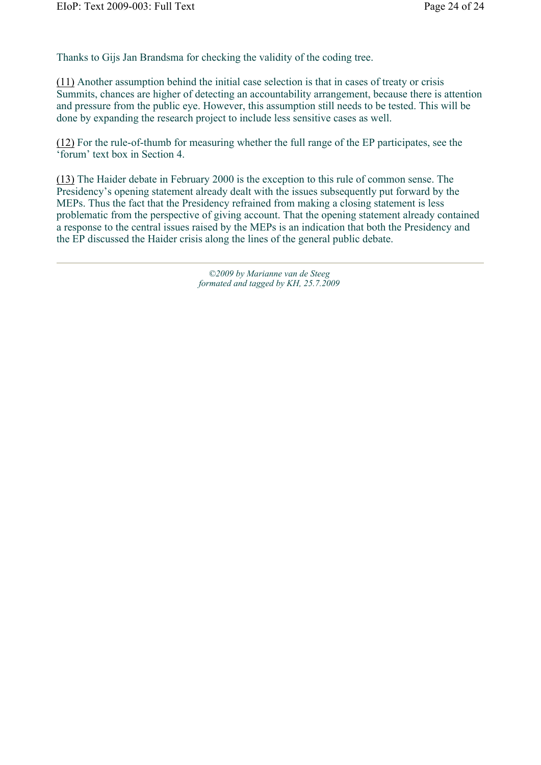Thanks to Gijs Jan Brandsma for checking the validity of the coding tree.

(11) Another assumption behind the initial case selection is that in cases of treaty or crisis Summits, chances are higher of detecting an accountability arrangement, because there is attention and pressure from the public eye. However, this assumption still needs to be tested. This will be done by expanding the research project to include less sensitive cases as well.

(12) For the rule-of-thumb for measuring whether the full range of the EP participates, see the 'forum' text box in Section 4.

(13) The Haider debate in February 2000 is the exception to this rule of common sense. The Presidency's opening statement already dealt with the issues subsequently put forward by the MEPs. Thus the fact that the Presidency refrained from making a closing statement is less problematic from the perspective of giving account. That the opening statement already contained a response to the central issues raised by the MEPs is an indication that both the Presidency and the EP discussed the Haider crisis along the lines of the general public debate.

---

*©2009 by Marianne van de Steeg*
*formated and tagged by KH, 25.7.2009*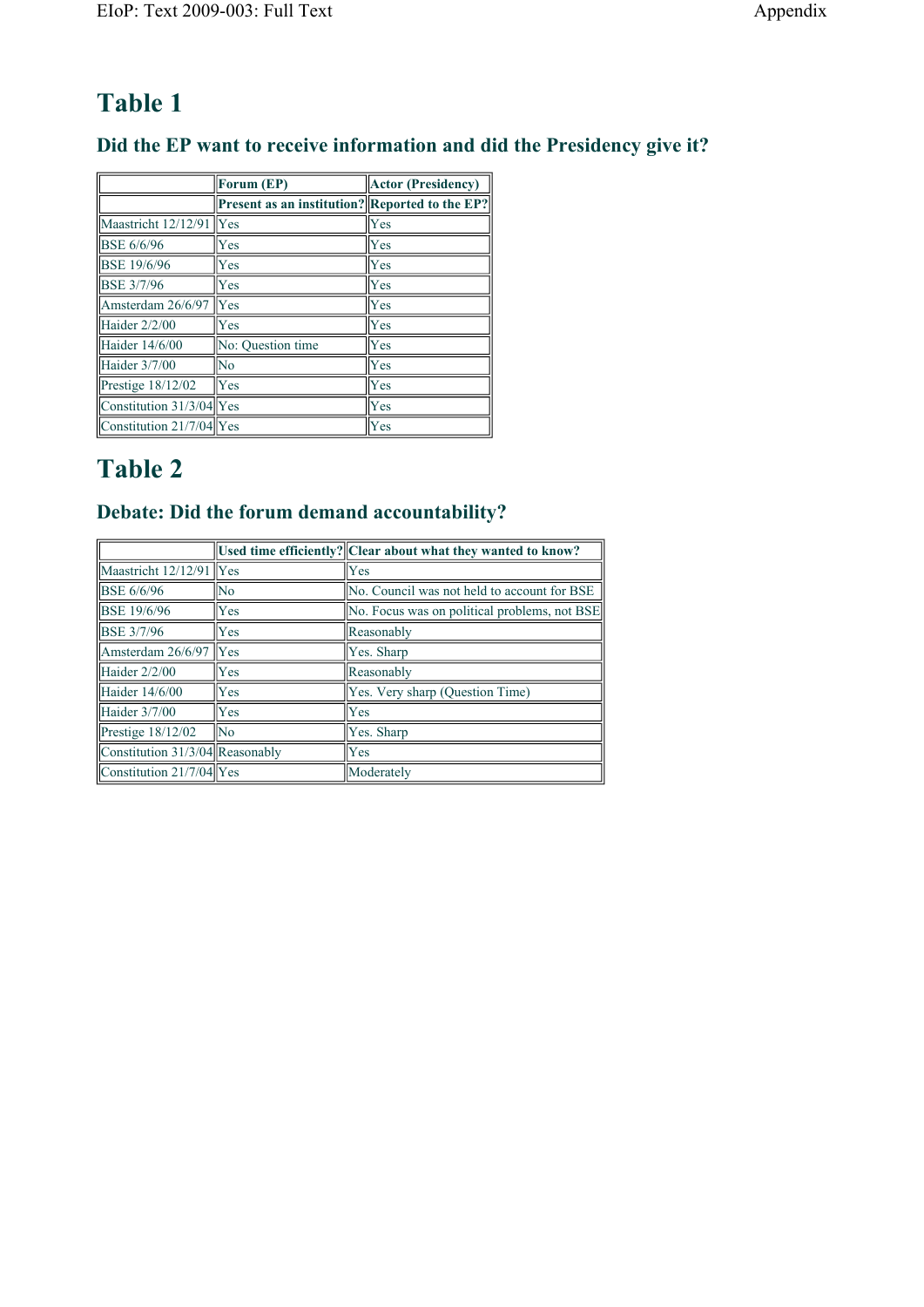# Table 1

### Did the EP want to receive information and did the Presidency give it?

| | Forum (EP) | Actor (Presidency) |
|---|---|---|
| | Present as an institution? | Reported to the EP? |
| Maastricht 12/12/91 | Yes | Yes |
| BSE 6/6/96 | Yes | Yes |
| BSE 19/6/96 | Yes | Yes |
| BSE 3/7/96 | Yes | Yes |
| Amsterdam 26/6/97 | Yes | Yes |
| Haider 2/2/00 | Yes | Yes |
| Haider 14/6/00 | No: Question time | Yes |
| Haider 3/7/00 | No | Yes |
| Prestige 18/12/02 | Yes | Yes |
| Constitution 31/3/04 | Yes | Yes |
| Constitution 21/7/04 | Yes | Yes |

# Table 2

### Debate: Did the forum demand accountability?

| | Used time efficiently? | Clear about what they wanted to know? |
|---|---|---|
| Maastricht 12/12/91 | Yes | Yes |
| BSE 6/6/96 | No | No. Council was not held to account for BSE |
| BSE 19/6/96 | Yes | No. Focus was on political problems, not BSE |
| BSE 3/7/96 | Yes | Reasonably |
| Amsterdam 26/6/97 | Yes | Yes. Sharp |
| Haider 2/2/00 | Yes | Reasonably |
| Haider 14/6/00 | Yes | Yes. Very sharp (Question Time) |
| Haider 3/7/00 | Yes | Yes |
| Prestige 18/12/02 | No | Yes. Sharp |
| Constitution 31/3/04 | Reasonably | Yes |
| Constitution 21/7/04 | Yes | Moderately |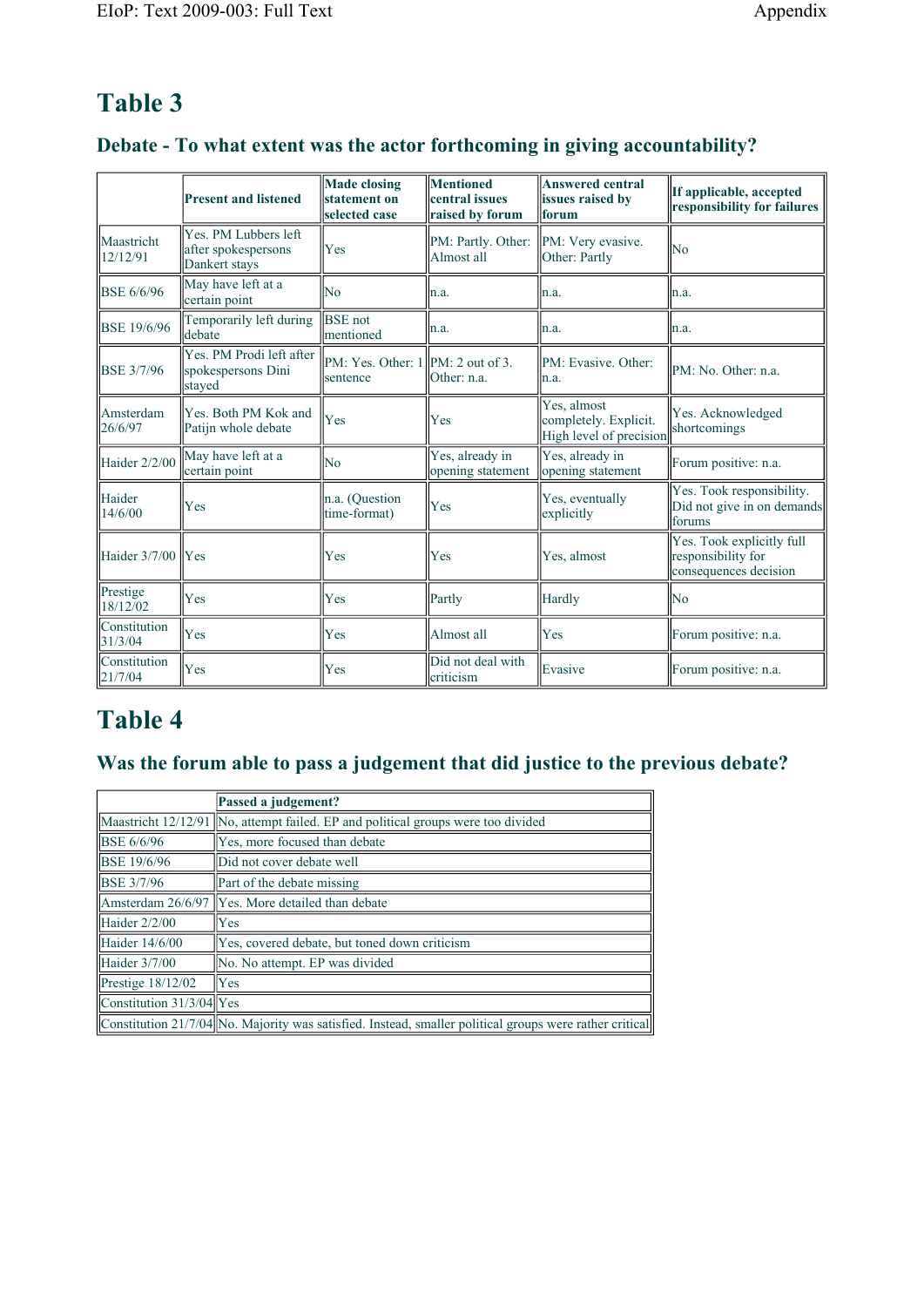# Table 3

## Debate - To what extent was the actor forthcoming in giving accountability?

| | Present and listened | Made closing statement on selected case | Mentioned central issues raised by forum | Answered central issues raised by forum | If applicable, accepted responsibility for failures |
|---|---|---|---|---|---|
| Maastricht 12/12/91 | Yes. PM Lubbers left after spokespersons Dankert stays | Yes | PM: Partly. Other: Almost all | PM: Very evasive. Other: Partly | No |
| BSE 6/6/96 | May have left at a certain point | No | n.a. | n.a. | n.a. |
| BSE 19/6/96 | Temporarily left during debate | BSE not mentioned | n.a. | n.a. | n.a. |
| BSE 3/7/96 | Yes. PM Prodi left after spokespersons Dini stayed | PM: Yes. Other: 1 sentence | PM: 2 out of 3. Other: n.a. | PM: Evasive. Other: n.a. | PM: No. Other: n.a. |
| Amsterdam 26/6/97 | Yes. Both PM Kok and Patijn whole debate | Yes | Yes | Yes, almost completely. Explicit. High level of precision | Yes. Acknowledged shortcomings |
| Haider 2/2/00 | May have left at a certain point | No | Yes, already in opening statement | Yes, already in opening statement | Forum positive: n.a. |
| Haider 14/6/00 | Yes | n.a. (Question time-format) | Yes | Yes, eventually explicitly | Yes. Took responsibility. Did not give in on demands forums |
| Haider 3/7/00 | Yes | Yes | Yes | Yes, almost | Yes. Took explicitly full responsibility for consequences decision |
| Prestige 18/12/02 | Yes | Yes | Partly | Hardly | No |
| Constitution 31/3/04 | Yes | Yes | Almost all | Yes | Forum positive: n.a. |
| Constitution 21/7/04 | Yes | Yes | Did not deal with criticism | Evasive | Forum positive: n.a. |

# Table 4

## Was the forum able to pass a judgement that did justice to the previous debate?

| | Passed a judgement? |
|---|---|
| Maastricht 12/12/91 | No, attempt failed. EP and political groups were too divided |
| BSE 6/6/96 | Yes, more focused than debate |
| BSE 19/6/96 | Did not cover debate well |
| BSE 3/7/96 | Part of the debate missing |
| Amsterdam 26/6/97 | Yes. More detailed than debate |
| Haider 2/2/00 | Yes |
| Haider 14/6/00 | Yes, covered debate, but toned down criticism |
| Haider 3/7/00 | No. No attempt. EP was divided |
| Prestige 18/12/02 | Yes |
| Constitution 31/3/04 | Yes |
| Constitution 21/7/04 | No. Majority was satisfied. Instead, smaller political groups were rather critical |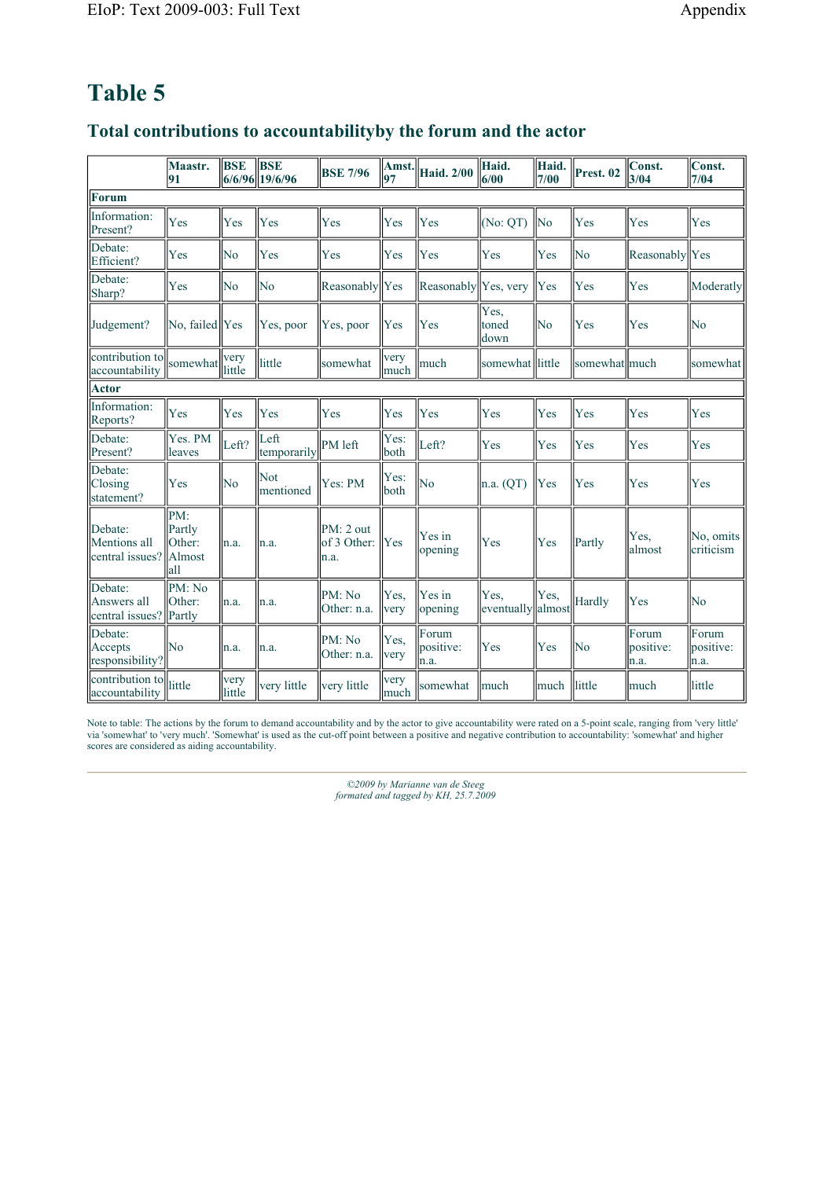# Table 5

## Total contributions to accountabilityby the forum and the actor

| | Maastr. 91 | BSE 6/6/96 | BSE 19/6/96 | BSE 7/96 | Amst. 97 | Haid. 2/00 | Haid. 6/00 | Haid. 7/00 | Prest. 02 | Const. 3/04 | Const. 7/04 |
|---|---|---|---|---|---|---|---|---|---|---|---|
| **Forum** | | | | | | | | | | | |
| Information: Present? | Yes | Yes | Yes | Yes | Yes | Yes | (No: QT) | No | Yes | Yes | Yes |
| Debate: Efficient? | Yes | No | Yes | Yes | Yes | Yes | Yes | Yes | No | Reasonably | Yes |
| Debate: Sharp? | Yes | No | No | Reasonably | Yes | Reasonably | Yes, very | Yes | Yes | Yes | Moderatly |
| Judgement? | No, failed | Yes | Yes, poor | Yes, poor | Yes | Yes | Yes, toned down | No | Yes | Yes | No |
| contribution to accountability | somewhat | very little | little | somewhat | very much | much | somewhat | little | somewhat | much | somewhat |
| **Actor** | | | | | | | | | | | |
| Information: Reports? | Yes | Yes | Yes | Yes | Yes | Yes | Yes | Yes | Yes | Yes | Yes |
| Debate: Present? | Yes. PM leaves | Left? | Left temporarily | PM left | Yes: both | Left? | Yes | Yes | Yes | Yes | Yes |
| Debate: Closing statement? | Yes | No | Not mentioned | Yes: PM | Yes: both | No | n.a. (QT) | Yes | Yes | Yes | Yes |
| Debate: Mentions all central issues? | PM: Partly Other: Almost all | n.a. | n.a. | PM: 2 out of 3 Other: n.a. | Yes | Yes in opening | Yes | Yes | Partly | Yes, almost | No, omits criticism |
| Debate: Answers all central issues? | PM: No Other: Partly | n.a. | n.a. | PM: No Other: n.a. | Yes, very | Yes in opening | Yes, eventually | Yes, almost | Hardly | Yes | No |
| Debate: Accepts responsibility? | No | n.a. | n.a. | PM: No Other: n.a. | Yes, very | Forum positive: n.a. | Yes | Yes | No | Forum positive: n.a. | Forum positive: n.a. |
| contribution to accountability | little | very little | very little | very little | very much | somewhat | much | much | little | much | little |

Note to table: The actions by the forum to demand accountability and by the actor to give accountability were rated on a 5-point scale, ranging from 'very little' via 'somewhat' to 'very much'. 'Somewhat' is used as the cut-off point between a positive and negative contribution to accountability: 'somewhat' and higher scores are considered as aiding accountability.

---

*©2009 by Marianne van de Steeg*
*formated and tagged by KH, 25.7.2009*